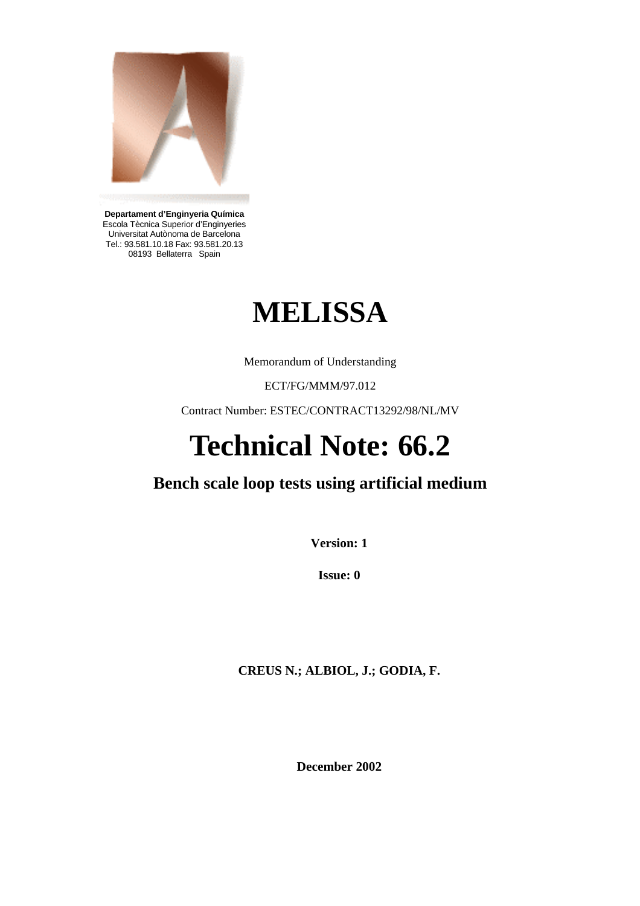**Departament d'Enginyeria Química**
Escola Tècnica Superior d'Enginyeries
Universitat Autònoma de Barcelona
Tel.: 93.581.10.18 Fax: 93.581.20.13
08193 Bellaterra Spain

# MELISSA

Memorandum of Understanding

ECT/FG/MMM/97.012

Contract Number: ESTEC/CONTRACT13292/98/NL/MV

# Technical Note: 66.2

## Bench scale loop tests using artificial medium

**Version: 1**

**Issue: 0**

**CREUS N.; ALBIOL, J.; GODIA, F.**

**December 2002**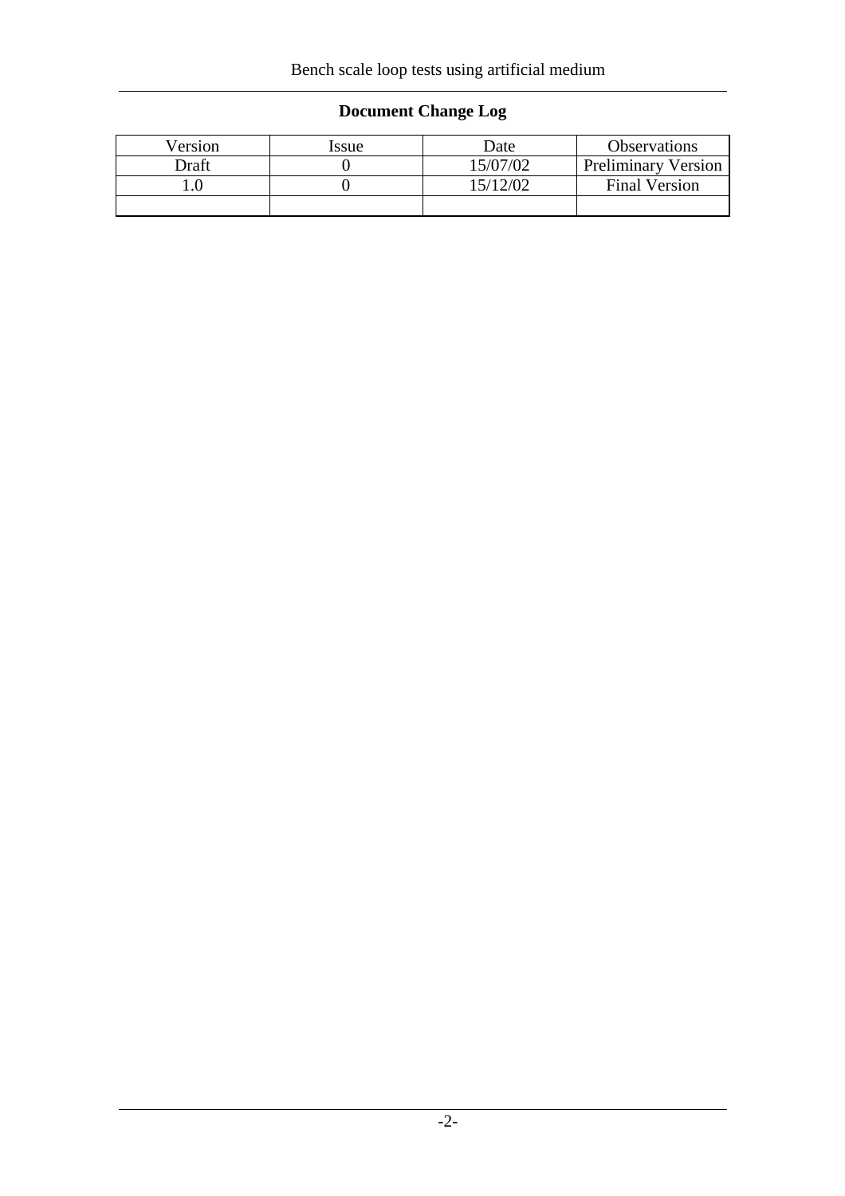**Document Change Log**

| Version | Issue | Date | Observations |
|---|---|---|---|
| Draft | 0 | 15/07/02 | Preliminary Version |
| 1.0 | 0 | 15/12/02 | Final Version |
| | | | |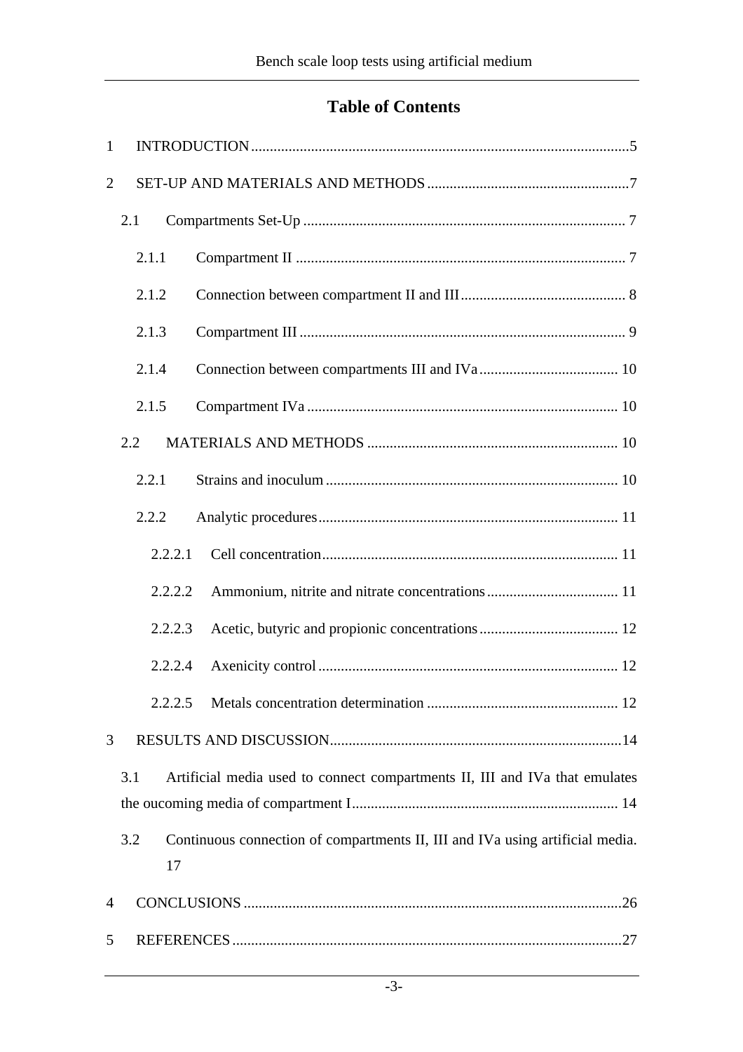# Table of Contents

1 INTRODUCTION .......... 5

2 SET-UP AND MATERIALS AND METHODS .......... 7

- 2.1 Compartments Set-Up .......... 7
  - 2.1.1 Compartment II .......... 7
  - 2.1.2 Connection between compartment II and III .......... 8
  - 2.1.3 Compartment III .......... 9
  - 2.1.4 Connection between compartments III and IVa .......... 10
  - 2.1.5 Compartment IVa .......... 10
- 2.2 MATERIALS AND METHODS .......... 10
  - 2.2.1 Strains and inoculum .......... 10
  - 2.2.2 Analytic procedures .......... 11
    - 2.2.2.1 Cell concentration .......... 11
    - 2.2.2.2 Ammonium, nitrite and nitrate concentrations .......... 11
    - 2.2.2.3 Acetic, butyric and propionic concentrations .......... 12
    - 2.2.2.4 Axenicity control .......... 12
    - 2.2.2.5 Metals concentration determination .......... 12

3 RESULTS AND DISCUSSION .......... 14

- 3.1 Artificial media used to connect compartments II, III and IVa that emulates the oucoming media of compartment I .......... 14
- 3.2 Continuous connection of compartments II, III and IVa using artificial media. .......... 17

4 CONCLUSIONS .......... 26

5 REFERENCES .......... 27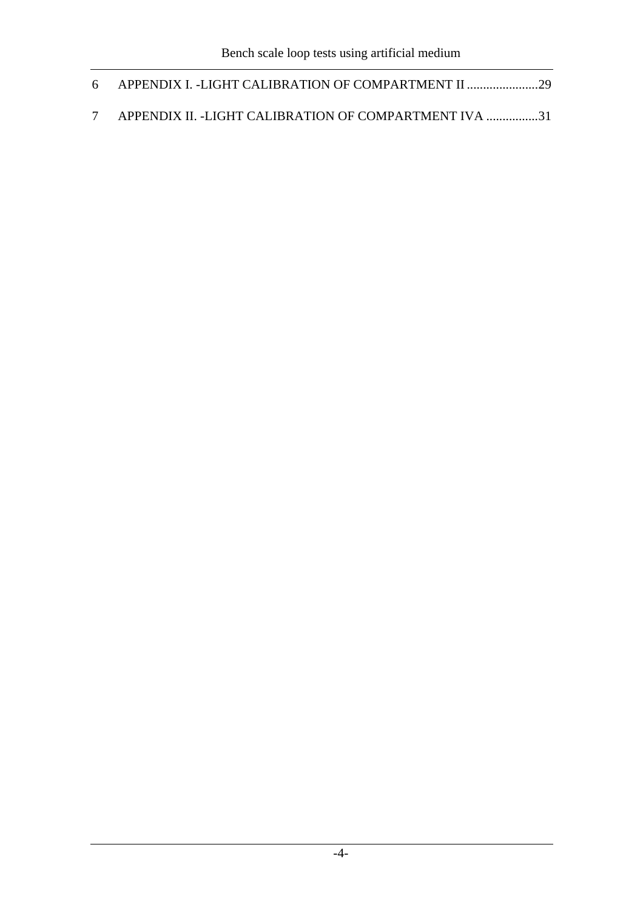6 APPENDIX I. -LIGHT CALIBRATION OF COMPARTMENT II ......................29

7 APPENDIX II. -LIGHT CALIBRATION OF COMPARTMENT IVA ................31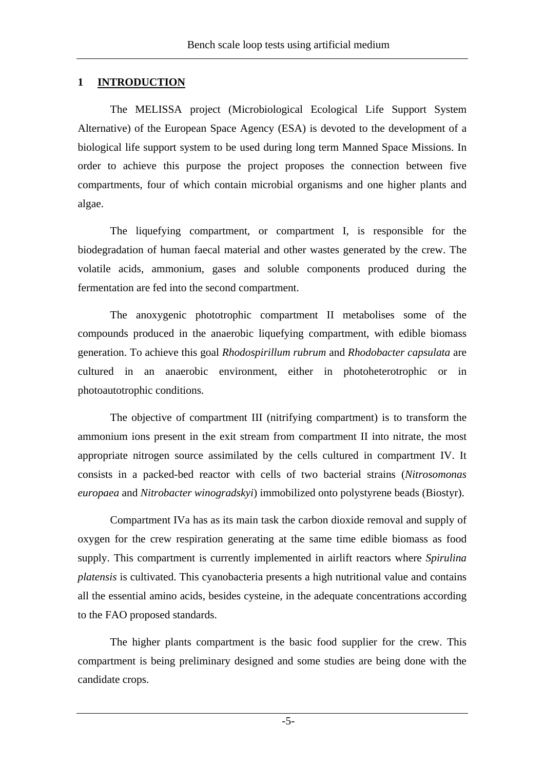# 1 INTRODUCTION

The MELISSA project (Microbiological Ecological Life Support System Alternative) of the European Space Agency (ESA) is devoted to the development of a biological life support system to be used during long term Manned Space Missions. In order to achieve this purpose the project proposes the connection between five compartments, four of which contain microbial organisms and one higher plants and algae.

The liquefying compartment, or compartment I, is responsible for the biodegradation of human faecal material and other wastes generated by the crew. The volatile acids, ammonium, gases and soluble components produced during the fermentation are fed into the second compartment.

The anoxygenic phototrophic compartment II metabolises some of the compounds produced in the anaerobic liquefying compartment, with edible biomass generation. To achieve this goal *Rhodospirillum rubrum* and *Rhodobacter capsulata* are cultured in an anaerobic environment, either in photoheterotrophic or in photoautotrophic conditions.

The objective of compartment III (nitrifying compartment) is to transform the ammonium ions present in the exit stream from compartment II into nitrate, the most appropriate nitrogen source assimilated by the cells cultured in compartment IV. It consists in a packed-bed reactor with cells of two bacterial strains (*Nitrosomonas europaea* and *Nitrobacter winogradskyi*) immobilized onto polystyrene beads (Biostyr).

Compartment IVa has as its main task the carbon dioxide removal and supply of oxygen for the crew respiration generating at the same time edible biomass as food supply. This compartment is currently implemented in airlift reactors where *Spirulina platensis* is cultivated. This cyanobacteria presents a high nutritional value and contains all the essential amino acids, besides cysteine, in the adequate concentrations according to the FAO proposed standards.

The higher plants compartment is the basic food supplier for the crew. This compartment is being preliminary designed and some studies are being done with the candidate crops.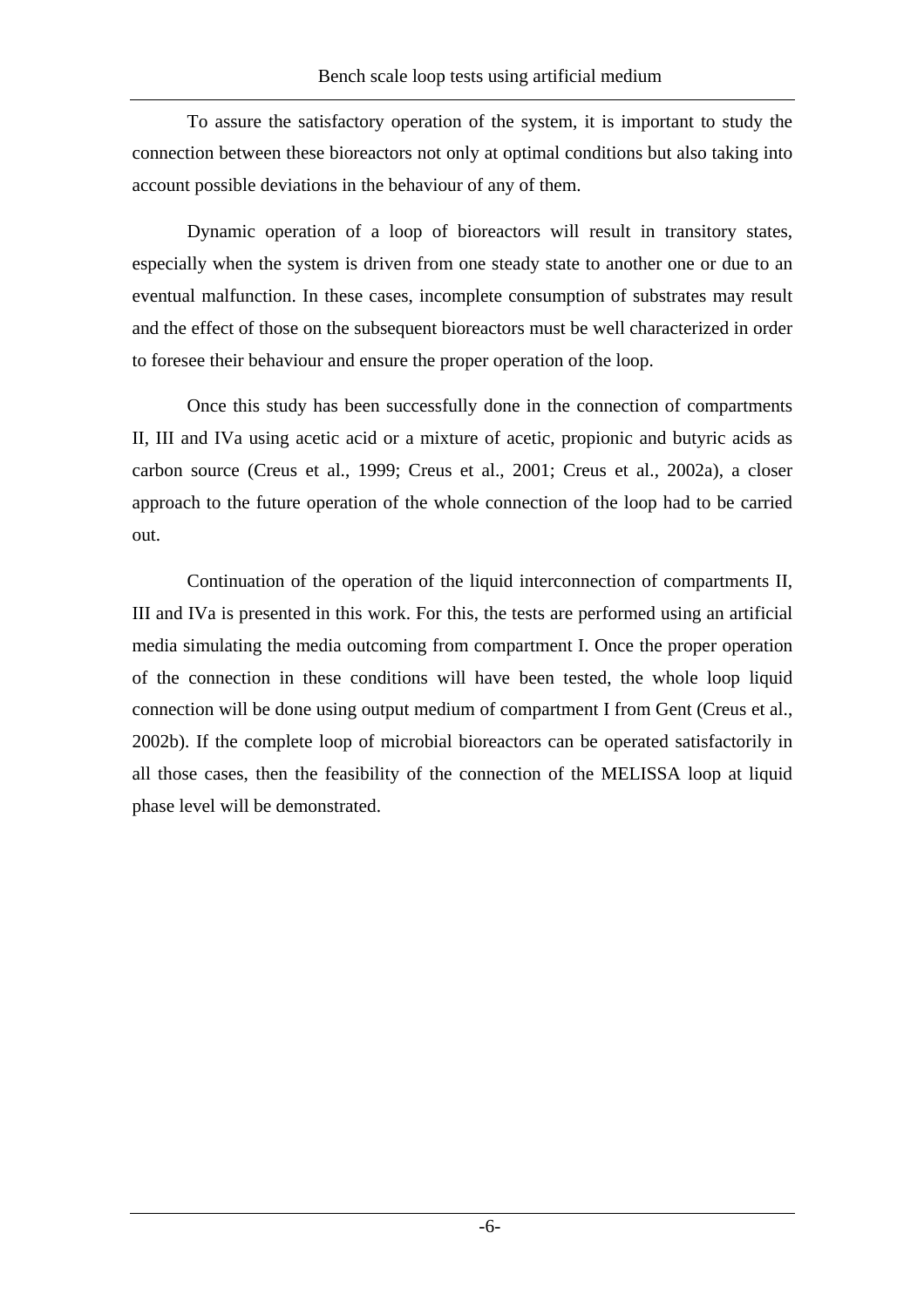To assure the satisfactory operation of the system, it is important to study the connection between these bioreactors not only at optimal conditions but also taking into account possible deviations in the behaviour of any of them.

Dynamic operation of a loop of bioreactors will result in transitory states, especially when the system is driven from one steady state to another one or due to an eventual malfunction. In these cases, incomplete consumption of substrates may result and the effect of those on the subsequent bioreactors must be well characterized in order to foresee their behaviour and ensure the proper operation of the loop.

Once this study has been successfully done in the connection of compartments II, III and IVa using acetic acid or a mixture of acetic, propionic and butyric acids as carbon source (Creus et al., 1999; Creus et al., 2001; Creus et al., 2002a), a closer approach to the future operation of the whole connection of the loop had to be carried out.

Continuation of the operation of the liquid interconnection of compartments II, III and IVa is presented in this work. For this, the tests are performed using an artificial media simulating the media outcoming from compartment I. Once the proper operation of the connection in these conditions will have been tested, the whole loop liquid connection will be done using output medium of compartment I from Gent (Creus et al., 2002b). If the complete loop of microbial bioreactors can be operated satisfactorily in all those cases, then the feasibility of the connection of the MELISSA loop at liquid phase level will be demonstrated.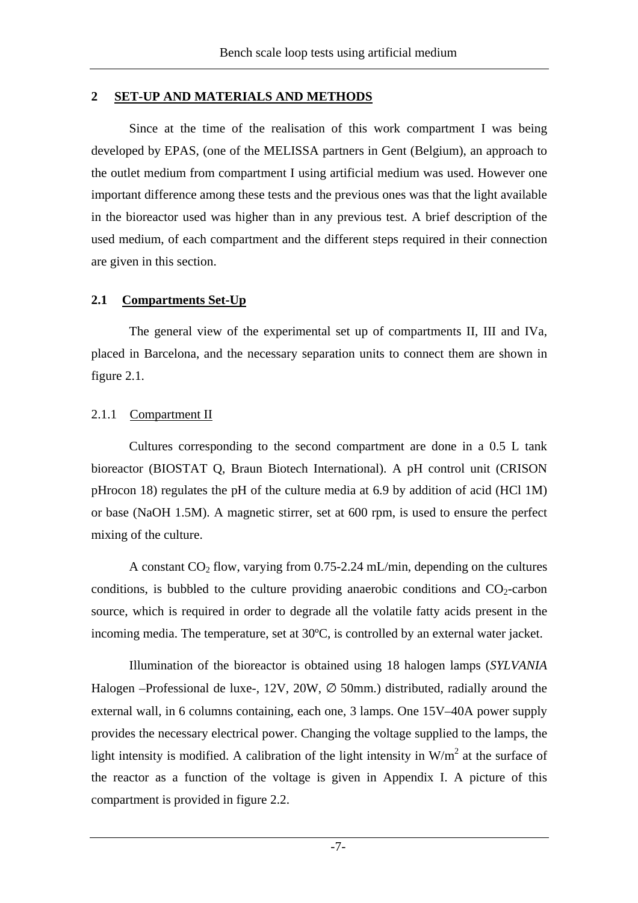## 2 SET-UP AND MATERIALS AND METHODS

Since at the time of the realisation of this work compartment I was being developed by EPAS, (one of the MELISSA partners in Gent (Belgium), an approach to the outlet medium from compartment I using artificial medium was used. However one important difference among these tests and the previous ones was that the light available in the bioreactor used was higher than in any previous test. A brief description of the used medium, of each compartment and the different steps required in their connection are given in this section.

### 2.1 Compartments Set-Up

The general view of the experimental set up of compartments II, III and IVa, placed in Barcelona, and the necessary separation units to connect them are shown in figure 2.1.

#### 2.1.1 Compartment II

Cultures corresponding to the second compartment are done in a 0.5 L tank bioreactor (BIOSTAT Q, Braun Biotech International). A pH control unit (CRISON pHrocon 18) regulates the pH of the culture media at 6.9 by addition of acid (HCl 1M) or base (NaOH 1.5M). A magnetic stirrer, set at 600 rpm, is used to ensure the perfect mixing of the culture.

A constant $CO_2$ flow, varying from 0.75-2.24 mL/min, depending on the cultures conditions, is bubbled to the culture providing anaerobic conditions and $CO_2$-carbon source, which is required in order to degrade all the volatile fatty acids present in the incoming media. The temperature, set at 30ºC, is controlled by an external water jacket.

Illumination of the bioreactor is obtained using 18 halogen lamps (*SYLVANIA* Halogen –Professional de luxe-, 12V, 20W, ∅ 50mm.) distributed, radially around the external wall, in 6 columns containing, each one, 3 lamps. One 15V–40A power supply provides the necessary electrical power. Changing the voltage supplied to the lamps, the light intensity is modified. A calibration of the light intensity in $W/m^2$ at the surface of the reactor as a function of the voltage is given in Appendix I. A picture of this compartment is provided in figure 2.2.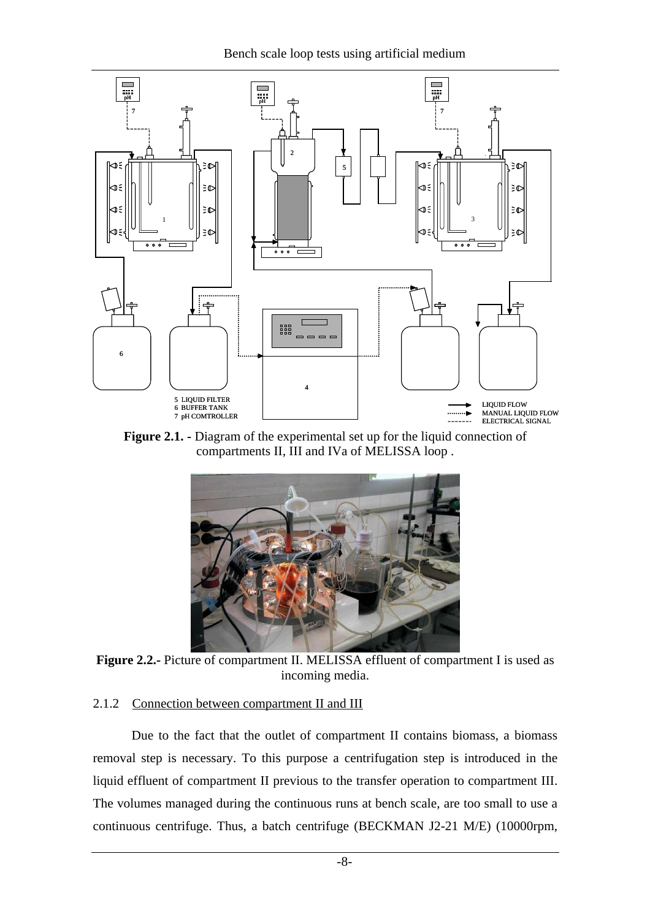**Figure 2.1. -** Diagram of the experimental set up for the liquid connection of compartments II, III and IVa of MELISSA loop .

**Figure 2.2.-** Picture of compartment II. MELISSA effluent of compartment I is used as incoming media.

### 2.1.2 Connection between compartment II and III

Due to the fact that the outlet of compartment II contains biomass, a biomass removal step is necessary. To this purpose a centrifugation step is introduced in the liquid effluent of compartment II previous to the transfer operation to compartment III. The volumes managed during the continuous runs at bench scale, are too small to use a continuous centrifuge. Thus, a batch centrifuge (BECKMAN J2-21 M/E) (10000rpm,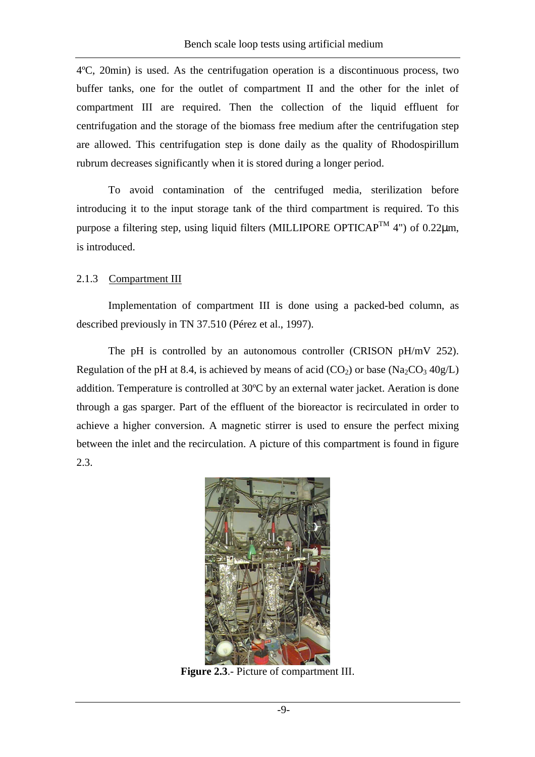4ºC, 20min) is used. As the centrifugation operation is a discontinuous process, two buffer tanks, one for the outlet of compartment II and the other for the inlet of compartment III are required. Then the collection of the liquid effluent for centrifugation and the storage of the biomass free medium after the centrifugation step are allowed. This centrifugation step is done daily as the quality of Rhodospirillum rubrum decreases significantly when it is stored during a longer period.

To avoid contamination of the centrifuged media, sterilization before introducing it to the input storage tank of the third compartment is required. To this purpose a filtering step, using liquid filters (MILLIPORE OPTICAP™ 4") of 0.22μm, is introduced.

### 2.1.3 Compartment III

Implementation of compartment III is done using a packed-bed column, as described previously in TN 37.510 (Pérez et al., 1997).

The pH is controlled by an autonomous controller (CRISON pH/mV 252). Regulation of the pH at 8.4, is achieved by means of acid ($CO_2$) or base ($Na_2CO_3$ 40g/L) addition. Temperature is controlled at 30ºC by an external water jacket. Aeration is done through a gas sparger. Part of the effluent of the bioreactor is recirculated in order to achieve a higher conversion. A magnetic stirrer is used to ensure the perfect mixing between the inlet and the recirculation. A picture of this compartment is found in figure 2.3.

**Figure 2.3**.- Picture of compartment III.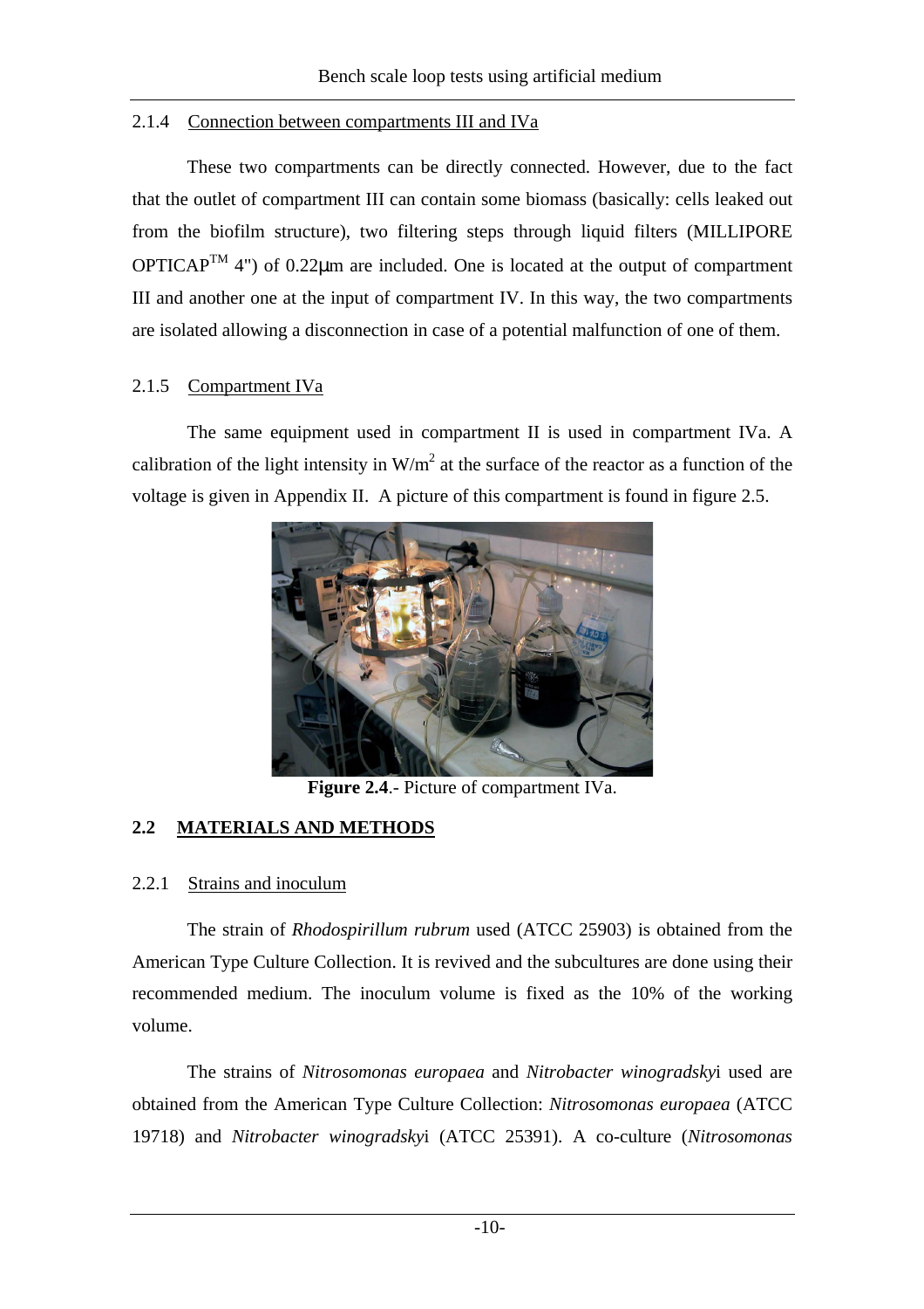### 2.1.4 Connection between compartments III and IVa

These two compartments can be directly connected. However, due to the fact that the outlet of compartment III can contain some biomass (basically: cells leaked out from the biofilm structure), two filtering steps through liquid filters (MILLIPORE OPTICAP$^{TM}$ 4") of 0.22μm are included. One is located at the output of compartment III and another one at the input of compartment IV. In this way, the two compartments are isolated allowing a disconnection in case of a potential malfunction of one of them.

### 2.1.5 Compartment IVa

The same equipment used in compartment II is used in compartment IVa. A calibration of the light intensity in $W/m^2$ at the surface of the reactor as a function of the voltage is given in Appendix II. A picture of this compartment is found in figure 2.5.

**Figure 2.4**.- Picture of compartment IVa.

## 2.2 MATERIALS AND METHODS

### 2.2.1 Strains and inoculum

The strain of *Rhodospirillum rubrum* used (ATCC 25903) is obtained from the American Type Culture Collection. It is revived and the subcultures are done using their recommended medium. The inoculum volume is fixed as the 10% of the working volume.

The strains of *Nitrosomonas europaea* and *Nitrobacter winogradsky*i used are obtained from the American Type Culture Collection: *Nitrosomonas europaea* (ATCC 19718) and *Nitrobacter winogradsky*i (ATCC 25391). A co-culture (*Nitrosomonas*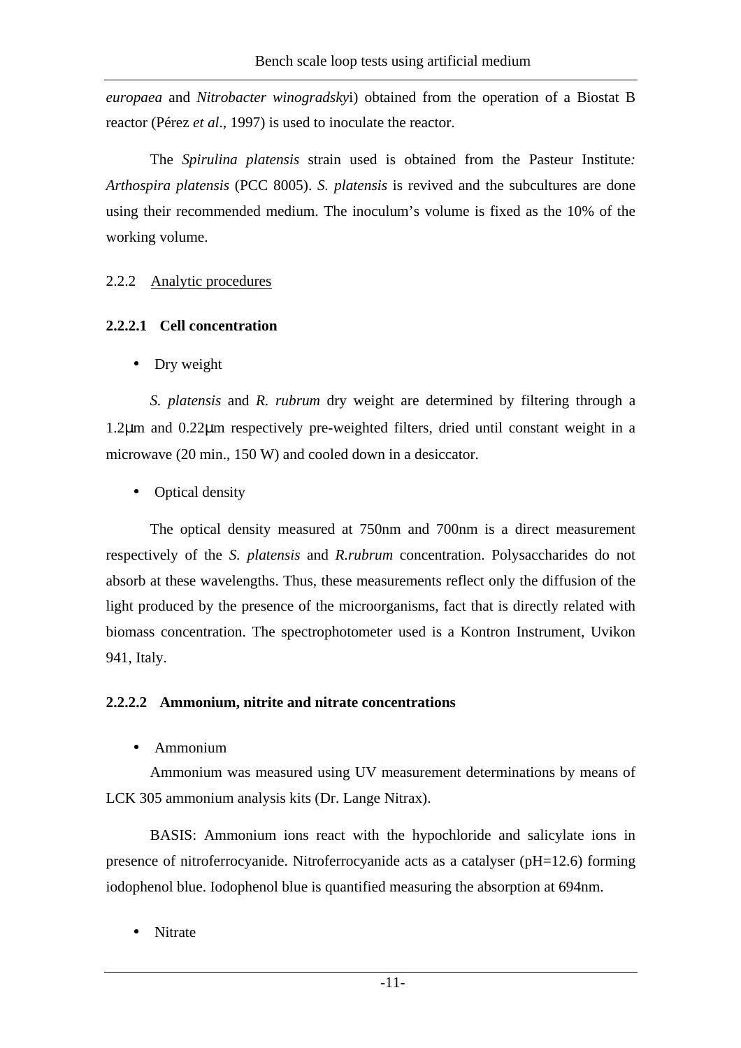*europaea* and *Nitrobacter winogradsky*i) obtained from the operation of a Biostat B reactor (Pérez *et al*., 1997) is used to inoculate the reactor.

The *Spirulina platensis* strain used is obtained from the Pasteur Institute*:* *Arthospira platensis* (PCC 8005). *S. platensis* is revived and the subcultures are done using their recommended medium. The inoculum's volume is fixed as the 10% of the working volume.

### 2.2.2 Analytic procedures

#### 2.2.2.1 Cell concentration

- Dry weight

*S. platensis* and *R. rubrum* dry weight are determined by filtering through a 1.2μm and 0.22μm respectively pre-weighted filters, dried until constant weight in a microwave (20 min., 150 W) and cooled down in a desiccator.

- Optical density

The optical density measured at 750nm and 700nm is a direct measurement respectively of the *S. platensis* and *R.rubrum* concentration. Polysaccharides do not absorb at these wavelengths. Thus, these measurements reflect only the diffusion of the light produced by the presence of the microorganisms, fact that is directly related with biomass concentration. The spectrophotometer used is a Kontron Instrument, Uvikon 941, Italy.

#### 2.2.2.2 Ammonium, nitrite and nitrate concentrations

- Ammonium

Ammonium was measured using UV measurement determinations by means of LCK 305 ammonium analysis kits (Dr. Lange Nitrax).

BASIS: Ammonium ions react with the hypochloride and salicylate ions in presence of nitroferrocyanide. Nitroferrocyanide acts as a catalyser (pH=12.6) forming iodophenol blue. Iodophenol blue is quantified measuring the absorption at 694nm.

- Nitrate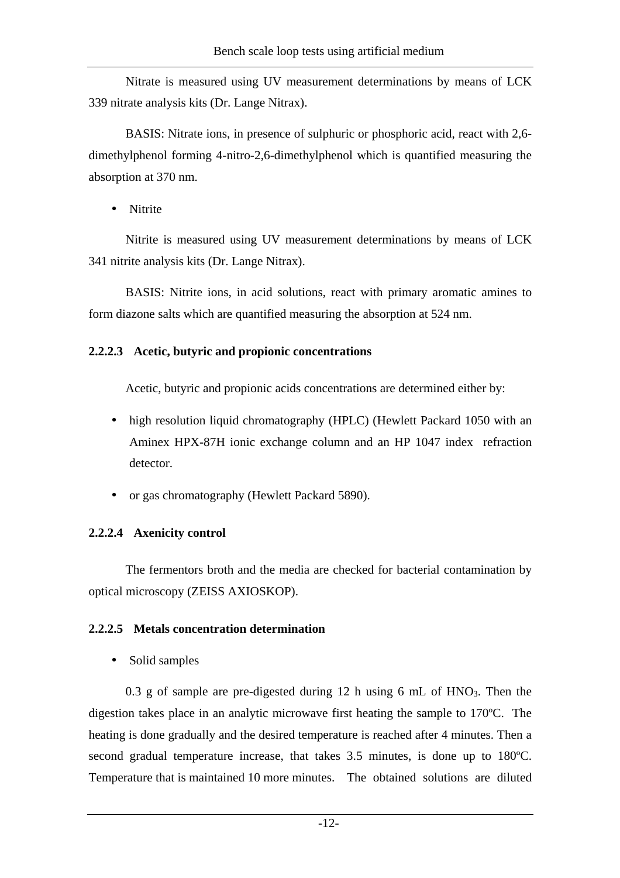Nitrate is measured using UV measurement determinations by means of LCK 339 nitrate analysis kits (Dr. Lange Nitrax).

BASIS: Nitrate ions, in presence of sulphuric or phosphoric acid, react with 2,6-dimethylphenol forming 4-nitro-2,6-dimethylphenol which is quantified measuring the absorption at 370 nm.

- Nitrite

Nitrite is measured using UV measurement determinations by means of LCK 341 nitrite analysis kits (Dr. Lange Nitrax).

BASIS: Nitrite ions, in acid solutions, react with primary aromatic amines to form diazone salts which are quantified measuring the absorption at 524 nm.

#### 2.2.2.3 Acetic, butyric and propionic concentrations

Acetic, butyric and propionic acids concentrations are determined either by:

- high resolution liquid chromatography (HPLC) (Hewlett Packard 1050 with an Aminex HPX-87H ionic exchange column and an HP 1047 index refraction detector.
- or gas chromatography (Hewlett Packard 5890).

#### 2.2.2.4 Axenicity control

The fermentors broth and the media are checked for bacterial contamination by optical microscopy (ZEISS AXIOSKOP).

#### 2.2.2.5 Metals concentration determination

- Solid samples

0.3 g of sample are pre-digested during 12 h using 6 mL of $HNO_3$. Then the digestion takes place in an analytic microwave first heating the sample to 170ºC. The heating is done gradually and the desired temperature is reached after 4 minutes. Then a second gradual temperature increase, that takes 3.5 minutes, is done up to 180ºC. Temperature that is maintained 10 more minutes. The obtained solutions are diluted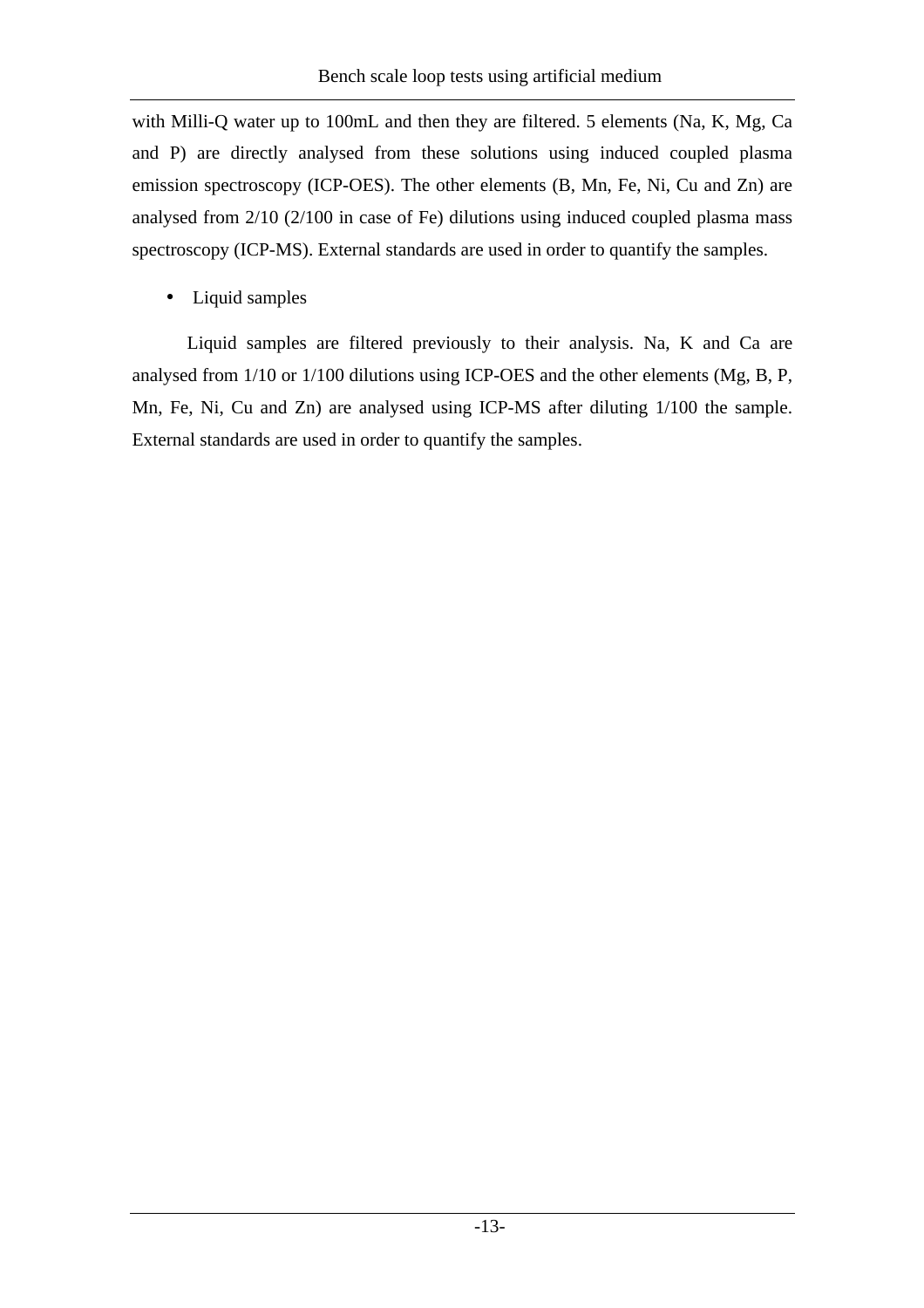with Milli-Q water up to 100mL and then they are filtered. 5 elements (Na, K, Mg, Ca and P) are directly analysed from these solutions using induced coupled plasma emission spectroscopy (ICP-OES). The other elements (B, Mn, Fe, Ni, Cu and Zn) are analysed from 2/10 (2/100 in case of Fe) dilutions using induced coupled plasma mass spectroscopy (ICP-MS). External standards are used in order to quantify the samples.

- Liquid samples

Liquid samples are filtered previously to their analysis. Na, K and Ca are analysed from 1/10 or 1/100 dilutions using ICP-OES and the other elements (Mg, B, P, Mn, Fe, Ni, Cu and Zn) are analysed using ICP-MS after diluting 1/100 the sample. External standards are used in order to quantify the samples.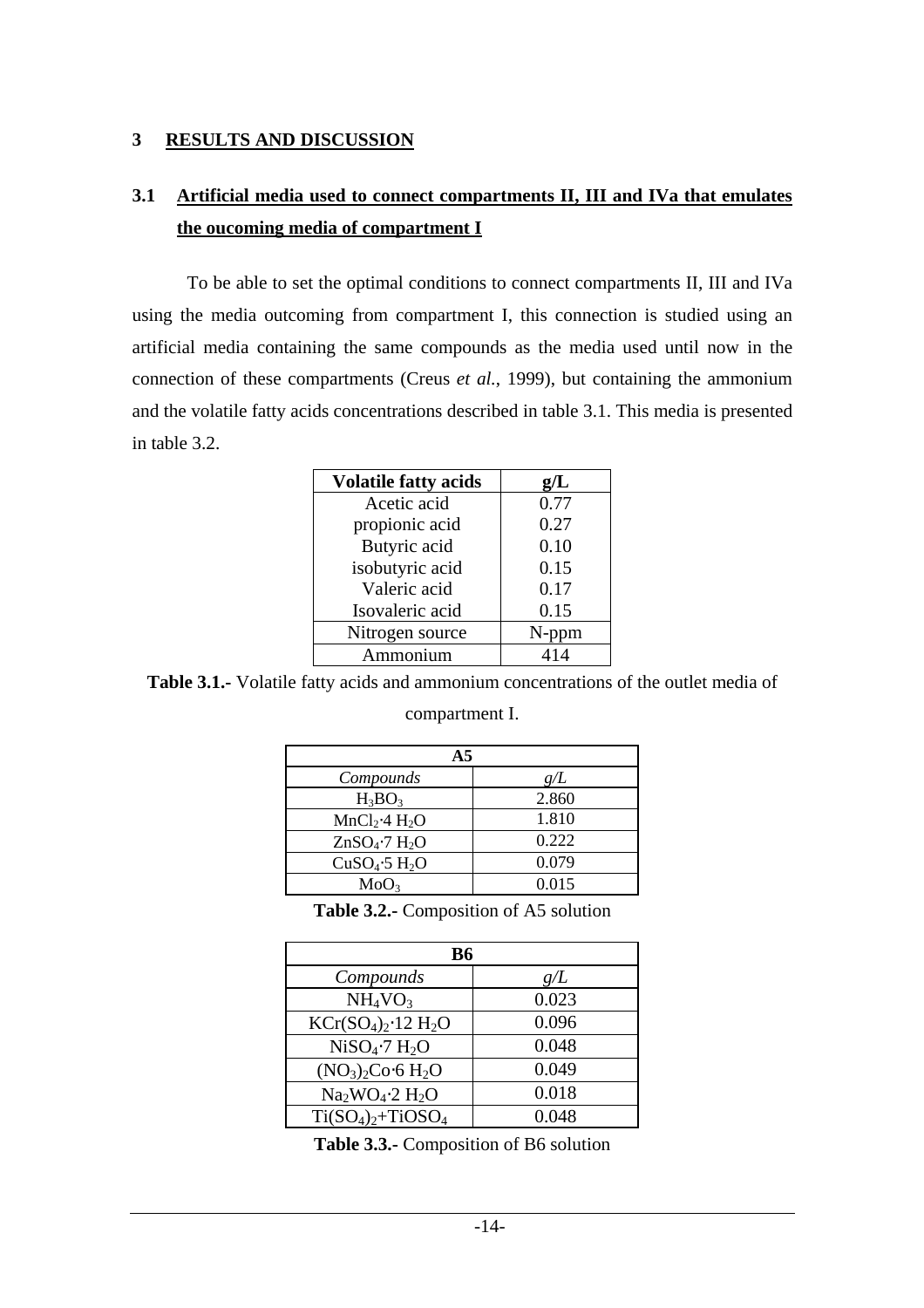# 3 RESULTS AND DISCUSSION

## 3.1 Artificial media used to connect compartments II, III and IVa that emulates the oucoming media of compartment I

To be able to set the optimal conditions to connect compartments II, III and IVa using the media outcoming from compartment I, this connection is studied using an artificial media containing the same compounds as the media used until now in the connection of these compartments (Creus *et al.*, 1999), but containing the ammonium and the volatile fatty acids concentrations described in table 3.1. This media is presented in table 3.2.

| Volatile fatty acids | g/L |
|---|---|
| Acetic acid | 0.77 |
| propionic acid | 0.27 |
| Butyric acid | 0.10 |
| isobutyric acid | 0.15 |
| Valeric acid | 0.17 |
| Isovaleric acid | 0.15 |
| **Nitrogen source** | **N-ppm** |
| Ammonium | 414 |

**Table 3.1.-** Volatile fatty acids and ammonium concentrations of the outlet media of compartment I.

| A5 | |
|---|---|
| *Compounds* | *g/L* |
| $H_3BO_3$ | 2.860 |
| $MnCl_2 \cdot 4\ H_2O$ | 1.810 |
| $ZnSO_4 \cdot 7\ H_2O$ | 0.222 |
| $CuSO_4 \cdot 5\ H_2O$ | 0.079 |
| $MoO_3$ | 0.015 |

**Table 3.2.-** Composition of A5 solution

| B6 | |
|---|---|
| *Compounds* | *g/L* |
| $NH_4VO_3$ | 0.023 |
| $KCr(SO_4)_2 \cdot 12\ H_2O$ | 0.096 |
| $NiSO_4 \cdot 7\ H_2O$ | 0.048 |
| $(NO_3)_2Co \cdot 6\ H_2O$ | 0.049 |
| $Na_2WO_4 \cdot 2\ H_2O$ | 0.018 |
| $Ti(SO_4)_2 + TiOSO_4$ | 0.048 |

**Table 3.3.-** Composition of B6 solution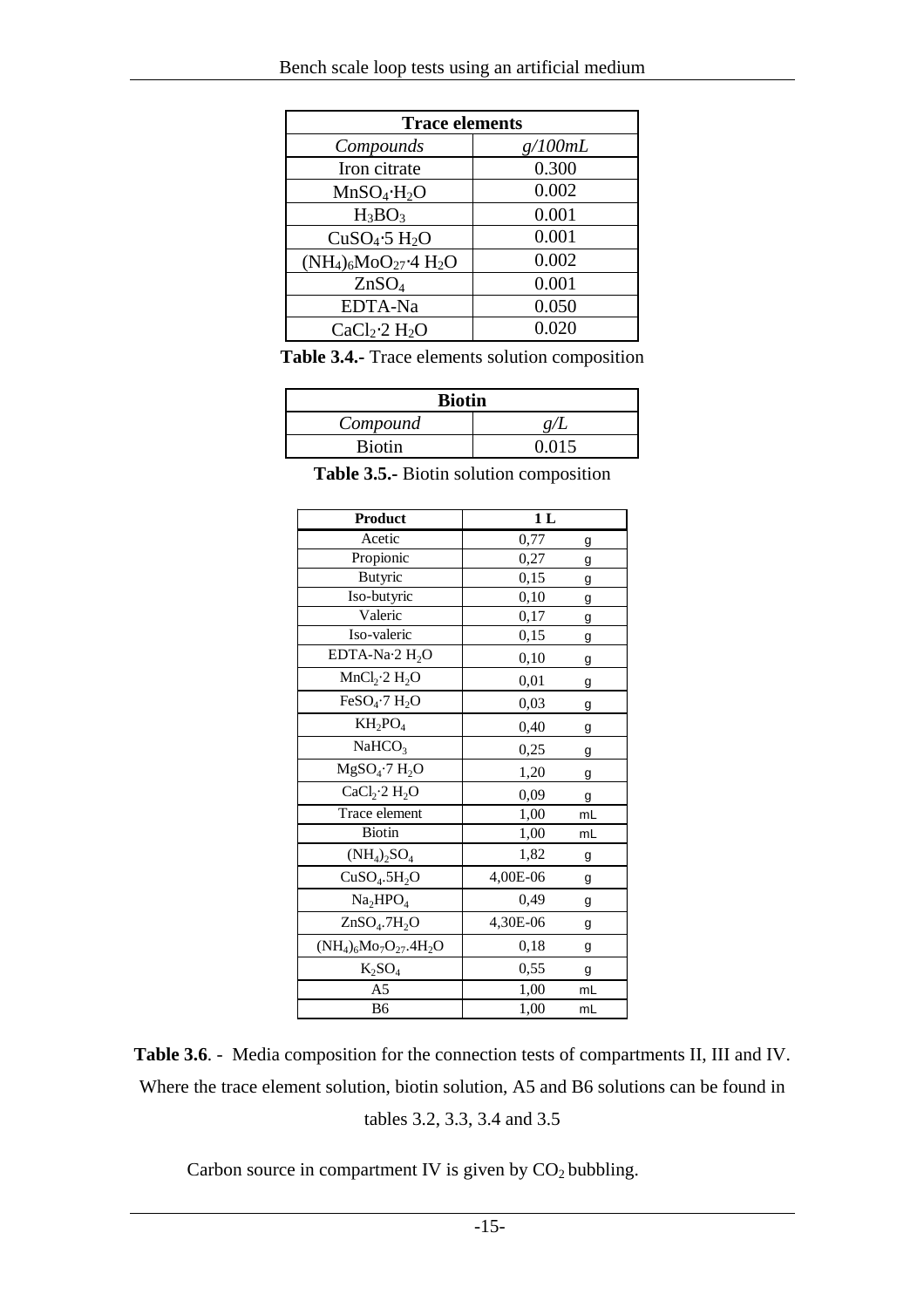| Trace elements | |
|---|---|
| *Compounds* | *g/100mL* |
| Iron citrate | 0.300 |
| $MnSO_4 \cdot H_2O$ | 0.002 |
| $H_3BO_3$ | 0.001 |
| $CuSO_4 \cdot 5\ H_2O$ | 0.001 |
| $(NH_4)_6MoO_{27} \cdot 4\ H_2O$ | 0.002 |
| $ZnSO_4$ | 0.001 |
| EDTA-Na | 0.050 |
| $CaCl_2 \cdot 2\ H_2O$ | 0.020 |

**Table 3.4.-** Trace elements solution composition

| Biotin | |
|---|---|
| *Compound* | *g/L* |
| Biotin | 0.015 |

**Table 3.5.-** Biotin solution composition

| Product | 1 L | |
|---|---|---|
| Acetic | 0,77 | g |
| Propionic | 0,27 | g |
| Butyric | 0,15 | g |
| Iso-butyric | 0,10 | g |
| Valeric | 0,17 | g |
| Iso-valeric | 0,15 | g |
| $EDTA\text{-}Na \cdot 2\ H_2O$ | 0,10 | g |
| $MnCl_2 \cdot 2\ H_2O$ | 0,01 | g |
| $FeSO_4 \cdot 7\ H_2O$ | 0,03 | g |
| $KH_2PO_4$ | 0,40 | g |
| $NaHCO_3$ | 0,25 | g |
| $MgSO_4 \cdot 7\ H_2O$ | 1,20 | g |
| $CaCl_2 \cdot 2\ H_2O$ | 0,09 | g |
| Trace element | 1,00 | mL |
| Biotin | 1,00 | mL |
| $(NH_4)_2SO_4$ | 1,82 | g |
| $CuSO_4.5H_2O$ | 4,00E-06 | g |
| $Na_2HPO_4$ | 0,49 | g |
| $ZnSO_4.7H_2O$ | 4,30E-06 | g |
| $(NH_4)_6Mo_7O_{27}.4H_2O$ | 0,18 | g |
| $K_2SO_4$ | 0,55 | g |
| A5 | 1,00 | mL |
| B6 | 1,00 | mL |

**Table 3.6**. - Media composition for the connection tests of compartments II, III and IV. Where the trace element solution, biotin solution, A5 and B6 solutions can be found in tables 3.2, 3.3, 3.4 and 3.5

Carbon source in compartment IV is given by $CO_2$ bubbling.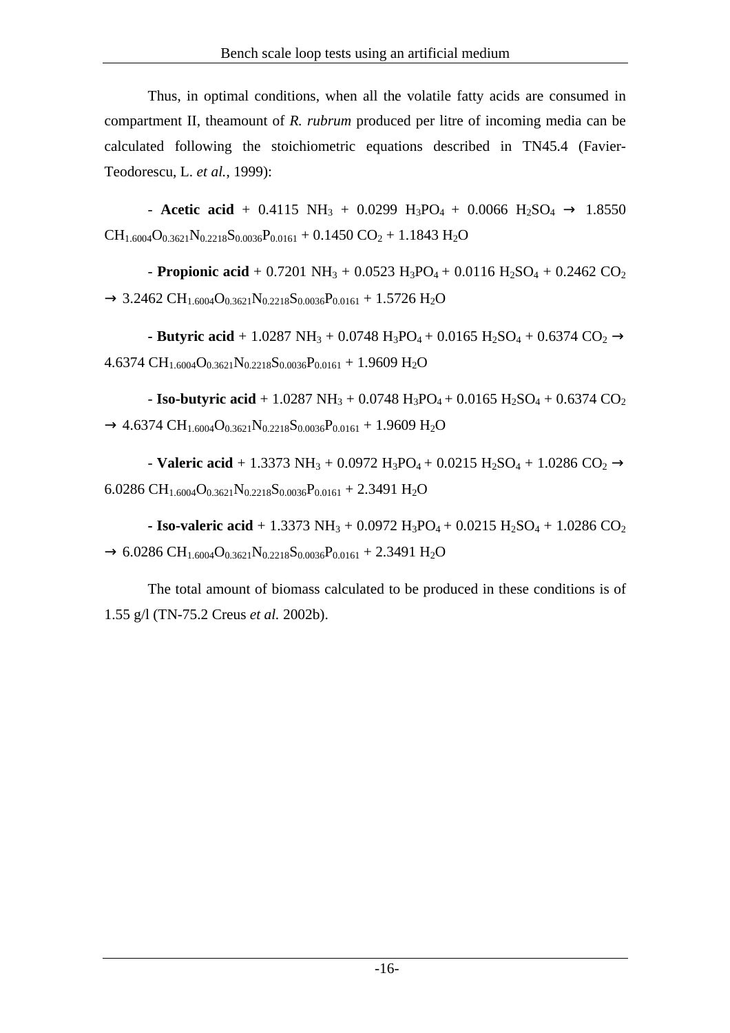Thus, in optimal conditions, when all the volatile fatty acids are consumed in compartment II, theamount of *R. rubrum* produced per litre of incoming media can be calculated following the stoichiometric equations described in TN45.4 (Favier-Teodorescu, L. *et al.*, 1999):

- **Acetic acid** + 0.4115 $NH_3$ + 0.0299 $H_3PO_4$ + 0.0066 $H_2SO_4$ → 1.8550 $CH_{1.6004}O_{0.3621}N_{0.2218}S_{0.0036}P_{0.0161}$ + 0.1450 $CO_2$ + 1.1843 $H_2O$

- **Propionic acid** + 0.7201 $NH_3$ + 0.0523 $H_3PO_4$ + 0.0116 $H_2SO_4$ + 0.2462 $CO_2$ → 3.2462 $CH_{1.6004}O_{0.3621}N_{0.2218}S_{0.0036}P_{0.0161}$ + 1.5726 $H_2O$

- **Butyric acid** + 1.0287 $NH_3$ + 0.0748 $H_3PO_4$ + 0.0165 $H_2SO_4$ + 0.6374 $CO_2$ → 4.6374 $CH_{1.6004}O_{0.3621}N_{0.2218}S_{0.0036}P_{0.0161}$ + 1.9609 $H_2O$

- **Iso-butyric acid** + 1.0287 $NH_3$ + 0.0748 $H_3PO_4$ + 0.0165 $H_2SO_4$ + 0.6374 $CO_2$ → 4.6374 $CH_{1.6004}O_{0.3621}N_{0.2218}S_{0.0036}P_{0.0161}$ + 1.9609 $H_2O$

- **Valeric acid** + 1.3373 $NH_3$ + 0.0972 $H_3PO_4$ + 0.0215 $H_2SO_4$ + 1.0286 $CO_2$ → 6.0286 $CH_{1.6004}O_{0.3621}N_{0.2218}S_{0.0036}P_{0.0161}$ + 2.3491 $H_2O$

- **Iso-valeric acid** + 1.3373 $NH_3$ + 0.0972 $H_3PO_4$ + 0.0215 $H_2SO_4$ + 1.0286 $CO_2$ → 6.0286 $CH_{1.6004}O_{0.3621}N_{0.2218}S_{0.0036}P_{0.0161}$ + 2.3491 $H_2O$

The total amount of biomass calculated to be produced in these conditions is of 1.55 g/l (TN-75.2 Creus *et al.* 2002b).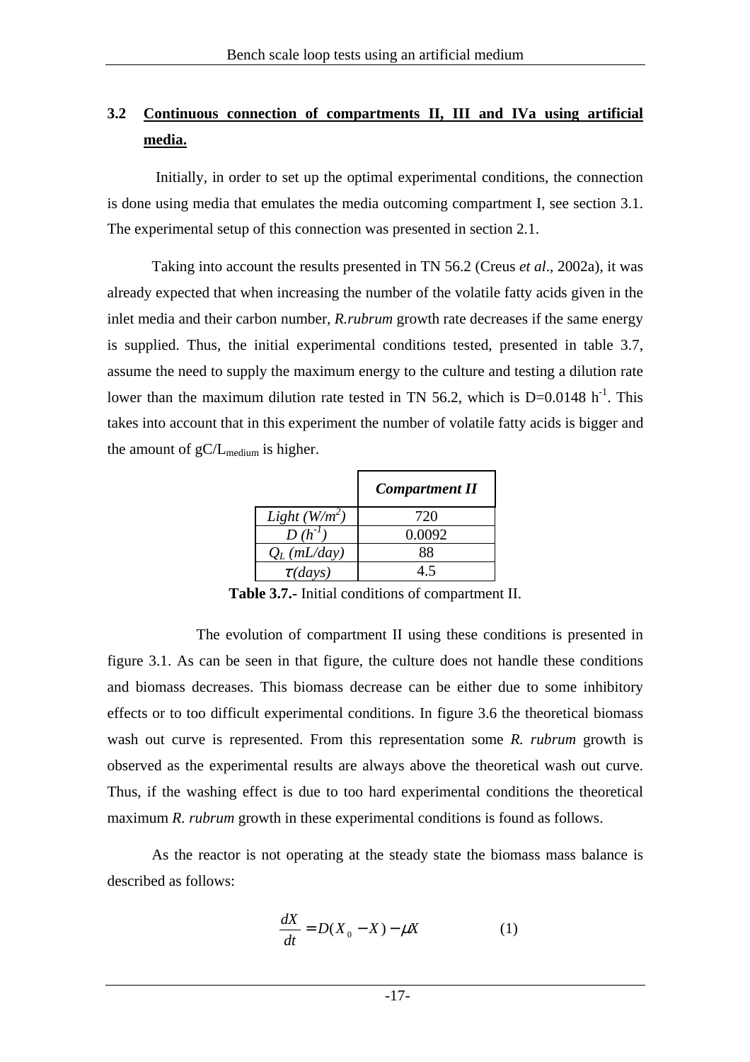## 3.2 Continuous connection of compartments II, III and IVa using artificial media.

Initially, in order to set up the optimal experimental conditions, the connection is done using media that emulates the media outcoming compartment I, see section 3.1. The experimental setup of this connection was presented in section 2.1.

Taking into account the results presented in TN 56.2 (Creus *et al*., 2002a), it was already expected that when increasing the number of the volatile fatty acids given in the inlet media and their carbon number, *R.rubrum* growth rate decreases if the same energy is supplied. Thus, the initial experimental conditions tested, presented in table 3.7, assume the need to supply the maximum energy to the culture and testing a dilution rate lower than the maximum dilution rate tested in TN 56.2, which is D=0.0148 $h^{-1}$. This takes into account that in this experiment the number of volatile fatty acids is bigger and the amount of $gC/L_{medium}$ is higher.

| | *Compartment II* |
|---|---|
| *Light ($W/m^2$)* | 720 |
| *D ($h^{-1}$)* | 0.0092 |
| *$Q_L$ (mL/day)* | 88 |
| *$\tau$ (days)* | 4.5 |

**Table 3.7.-** Initial conditions of compartment II.

The evolution of compartment II using these conditions is presented in figure 3.1. As can be seen in that figure, the culture does not handle these conditions and biomass decreases. This biomass decrease can be either due to some inhibitory effects or to too difficult experimental conditions. In figure 3.6 the theoretical biomass wash out curve is represented. From this representation some *R. rubrum* growth is observed as the experimental results are always above the theoretical wash out curve. Thus, if the washing effect is due to too hard experimental conditions the theoretical maximum *R. rubrum* growth in these experimental conditions is found as follows.

As the reactor is not operating at the steady state the biomass mass balance is described as follows:

$$\frac{dX}{dt} = D(X_0 - X) - \mu X \qquad (1)$$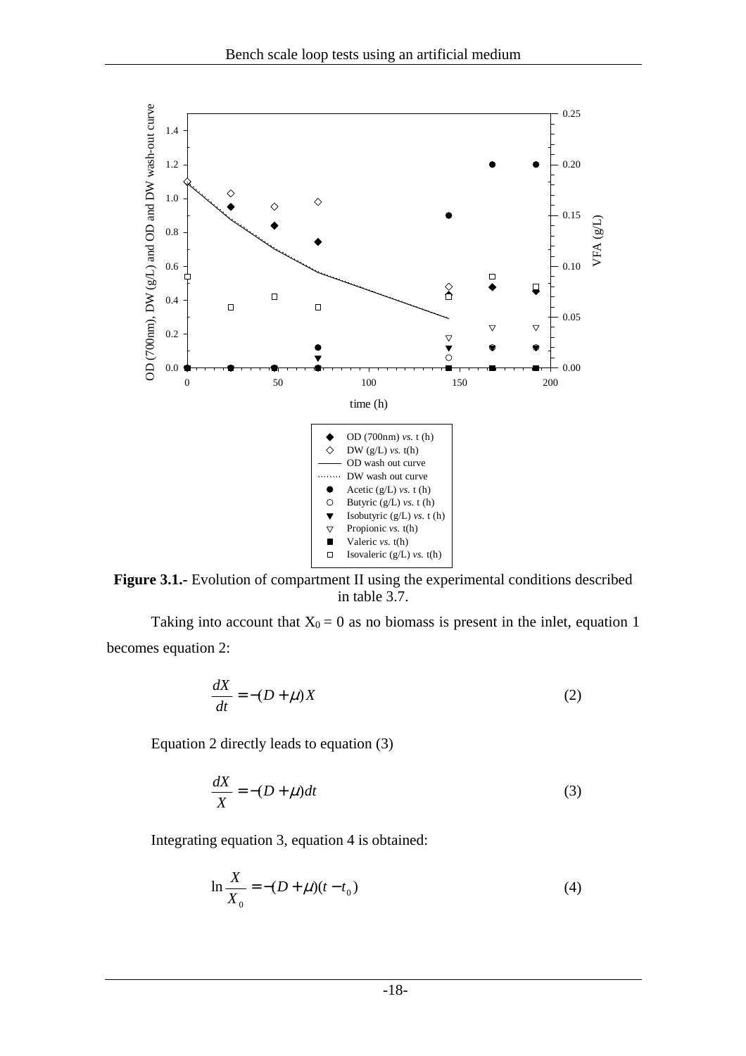**Figure 3.1.-** Evolution of compartment II using the experimental conditions described in table 3.7.

Taking into account that $X_0 = 0$ as no biomass is present in the inlet, equation 1 becomes equation 2:

$$\frac{dX}{dt} = -(D + \mu)X \tag{2}$$

Equation 2 directly leads to equation (3)

$$\frac{dX}{X} = -(D + \mu)dt \tag{3}$$

Integrating equation 3, equation 4 is obtained:

$$\ln\frac{X}{X_0} = -(D + \mu)(t - t_0) \tag{4}$$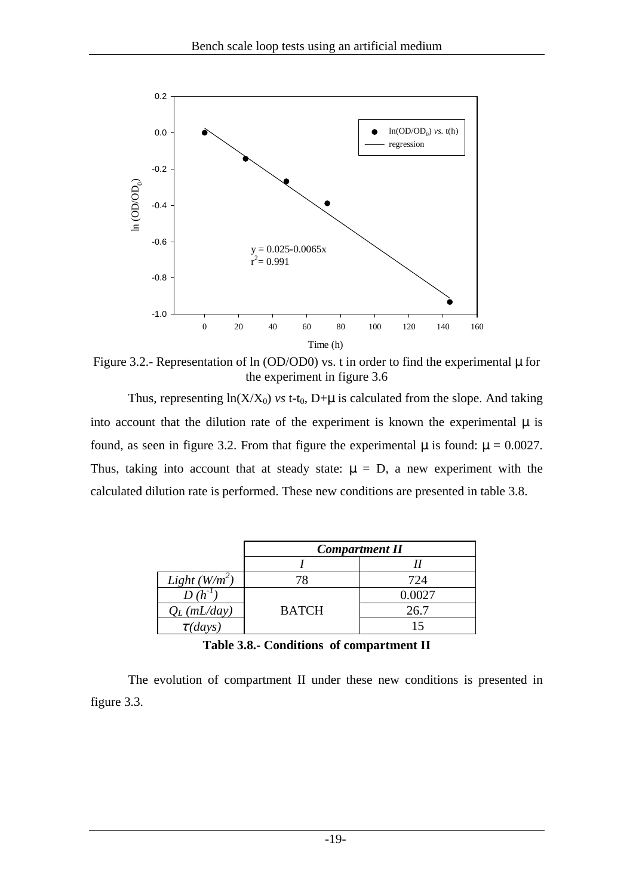Figure 3.2.- Representation of ln (OD/OD0) vs. t in order to find the experimental μ for the experiment in figure 3.6

Thus, representing $\ln(X/X_0)$ *vs* $t-t_0$, $D+\mu$ is calculated from the slope. And taking into account that the dilution rate of the experiment is known the experimental μ is found, as seen in figure 3.2. From that figure the experimental μ is found: $\mu = 0.0027$. Thus, taking into account that at steady state: $\mu = D$, a new experiment with the calculated dilution rate is performed. These new conditions are presented in table 3.8.

| | ***Compartment II*** | |
|---|---|---|
| | *I* | *II* |
| *Light* ($W/m^2$) | 78 | 724 |
| *D* ($h^{-1}$) | BATCH | 0.0027 |
| $Q_L$ *(mL/day)* | | 26.7 |
| $\tau$ *(days)* | | 15 |

**Table 3.8.- Conditions of compartment II**

The evolution of compartment II under these new conditions is presented in figure 3.3.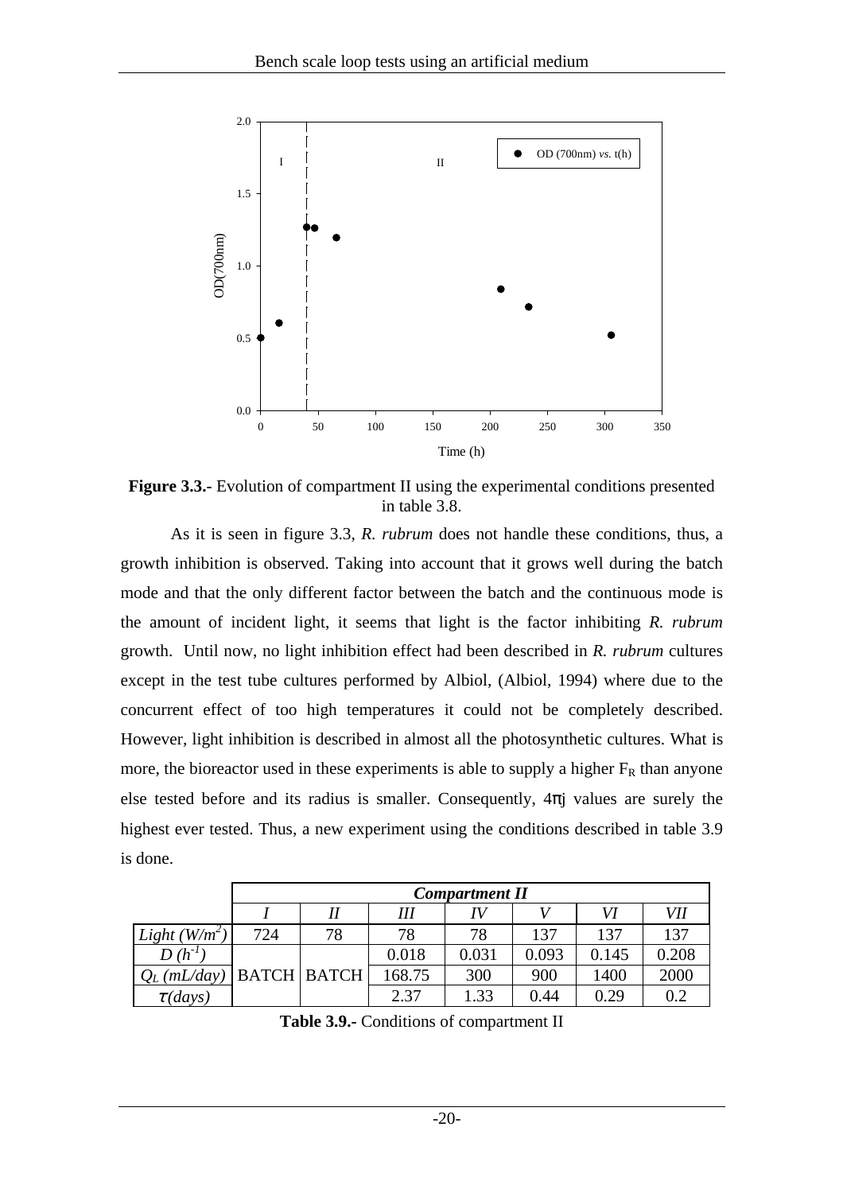**Figure 3.3.-** Evolution of compartment II using the experimental conditions presented in table 3.8.

As it is seen in figure 3.3, *R. rubrum* does not handle these conditions, thus, a growth inhibition is observed. Taking into account that it grows well during the batch mode and that the only different factor between the batch and the continuous mode is the amount of incident light, it seems that light is the factor inhibiting *R. rubrum* growth. Until now, no light inhibition effect had been described in *R. rubrum* cultures except in the test tube cultures performed by Albiol, (Albiol, 1994) where due to the concurrent effect of too high temperatures it could not be completely described. However, light inhibition is described in almost all the photosynthetic cultures. What is more, the bioreactor used in these experiments is able to supply a higher $F_R$ than anyone else tested before and its radius is smaller. Consequently, $4\pi j$ values are surely the highest ever tested. Thus, a new experiment using the conditions described in table 3.9 is done.

| | ***Compartment II*** | | | | | | |
|---|---|---|---|---|---|---|---|
| | *I* | *II* | *III* | *IV* | *V* | *VI* | *VII* |
| *Light* $(W/m^2)$ | 724 | 78 | 78 | 78 | 137 | 137 | 137 |
| $D\ (h^{-1})$ | BATCH | BATCH | 0.018 | 0.031 | 0.093 | 0.145 | 0.208 |
| $Q_L$ *(mL/day)* | | | 168.75 | 300 | 900 | 1400 | 2000 |
| $\tau$ *(days)* | | | 2.37 | 1.33 | 0.44 | 0.29 | 0.2 |

**Table 3.9.-** Conditions of compartment II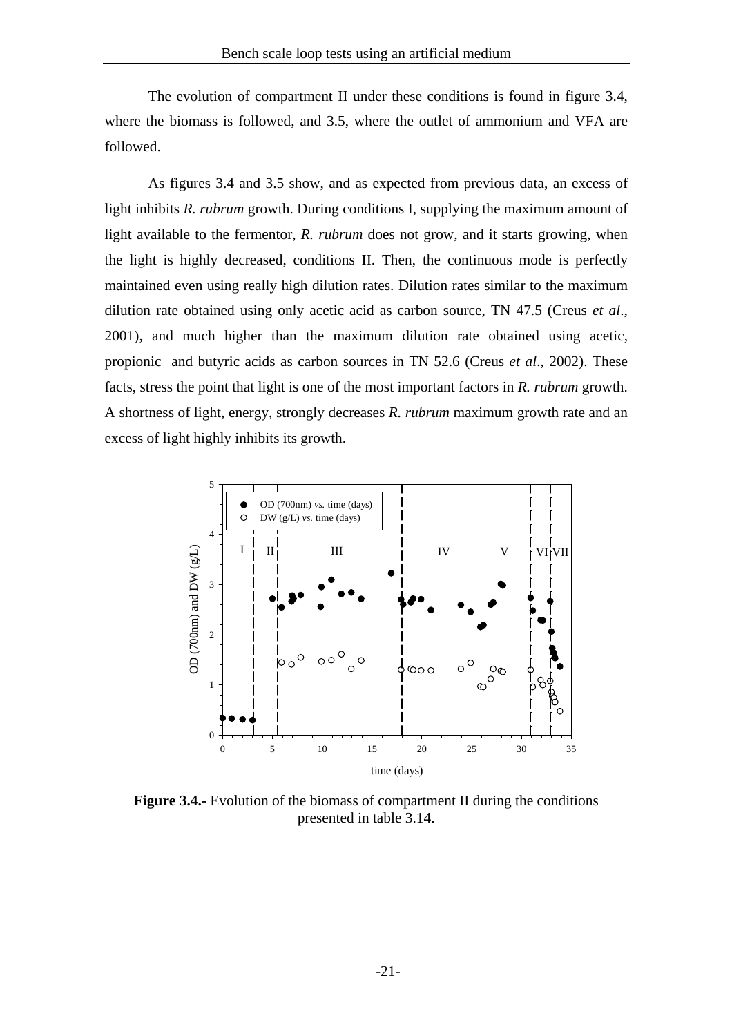The evolution of compartment II under these conditions is found in figure 3.4, where the biomass is followed, and 3.5, where the outlet of ammonium and VFA are followed.

As figures 3.4 and 3.5 show, and as expected from previous data, an excess of light inhibits *R. rubrum* growth. During conditions I, supplying the maximum amount of light available to the fermentor, *R. rubrum* does not grow, and it starts growing, when the light is highly decreased, conditions II. Then, the continuous mode is perfectly maintained even using really high dilution rates. Dilution rates similar to the maximum dilution rate obtained using only acetic acid as carbon source, TN 47.5 (Creus *et al*., 2001), and much higher than the maximum dilution rate obtained using acetic, propionic and butyric acids as carbon sources in TN 52.6 (Creus *et al*., 2002). These facts, stress the point that light is one of the most important factors in *R. rubrum* growth. A shortness of light, energy, strongly decreases *R. rubrum* maximum growth rate and an excess of light highly inhibits its growth.

**Figure 3.4.-** Evolution of the biomass of compartment II during the conditions presented in table 3.14.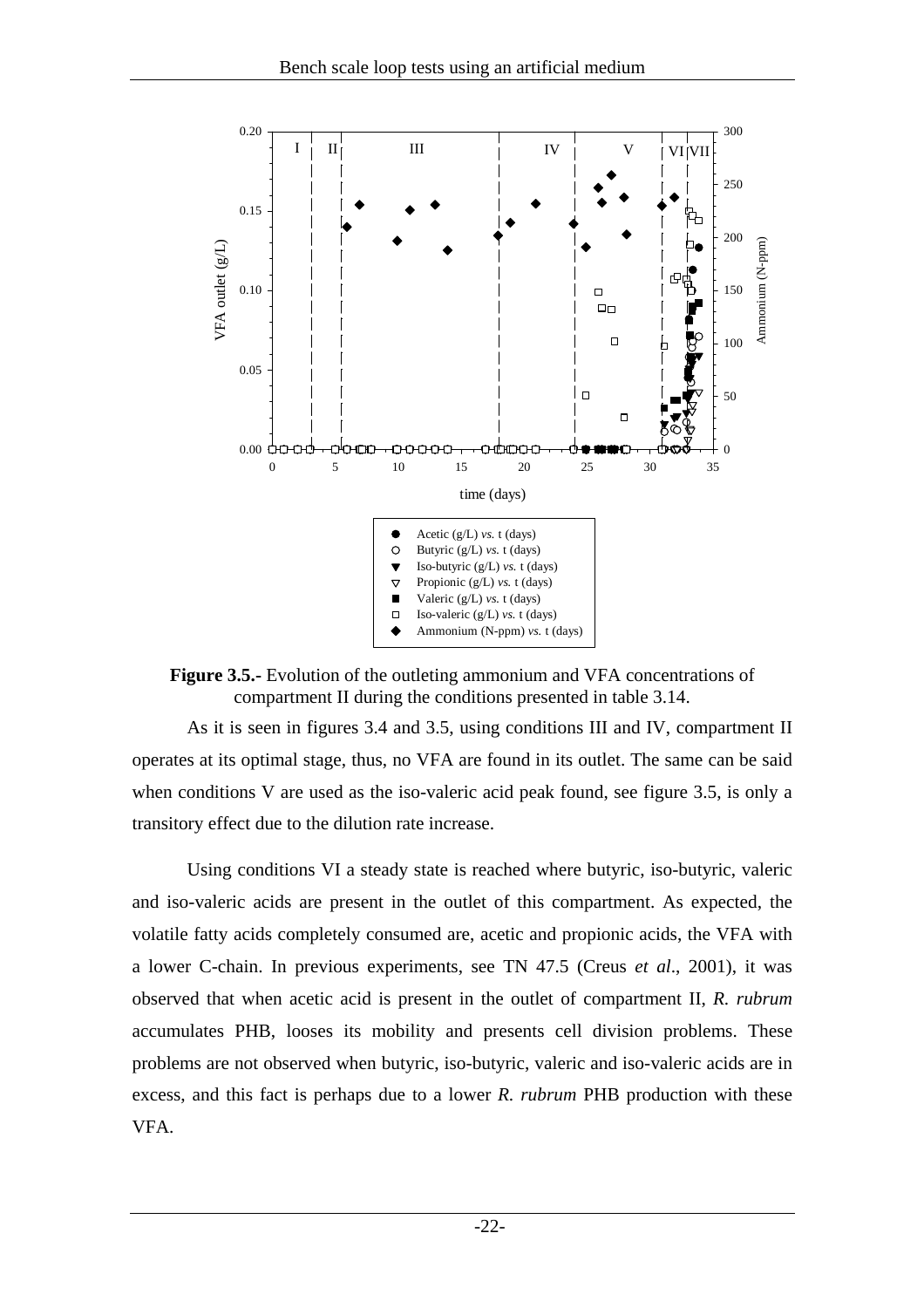**Figure 3.5.-** Evolution of the outleting ammonium and VFA concentrations of compartment II during the conditions presented in table 3.14.

As it is seen in figures 3.4 and 3.5, using conditions III and IV, compartment II operates at its optimal stage, thus, no VFA are found in its outlet. The same can be said when conditions V are used as the iso-valeric acid peak found, see figure 3.5, is only a transitory effect due to the dilution rate increase.

Using conditions VI a steady state is reached where butyric, iso-butyric, valeric and iso-valeric acids are present in the outlet of this compartment. As expected, the volatile fatty acids completely consumed are, acetic and propionic acids, the VFA with a lower C-chain. In previous experiments, see TN 47.5 (Creus *et al*., 2001), it was observed that when acetic acid is present in the outlet of compartment II, *R. rubrum* accumulates PHB, looses its mobility and presents cell division problems. These problems are not observed when butyric, iso-butyric, valeric and iso-valeric acids are in excess, and this fact is perhaps due to a lower *R. rubrum* PHB production with these VFA.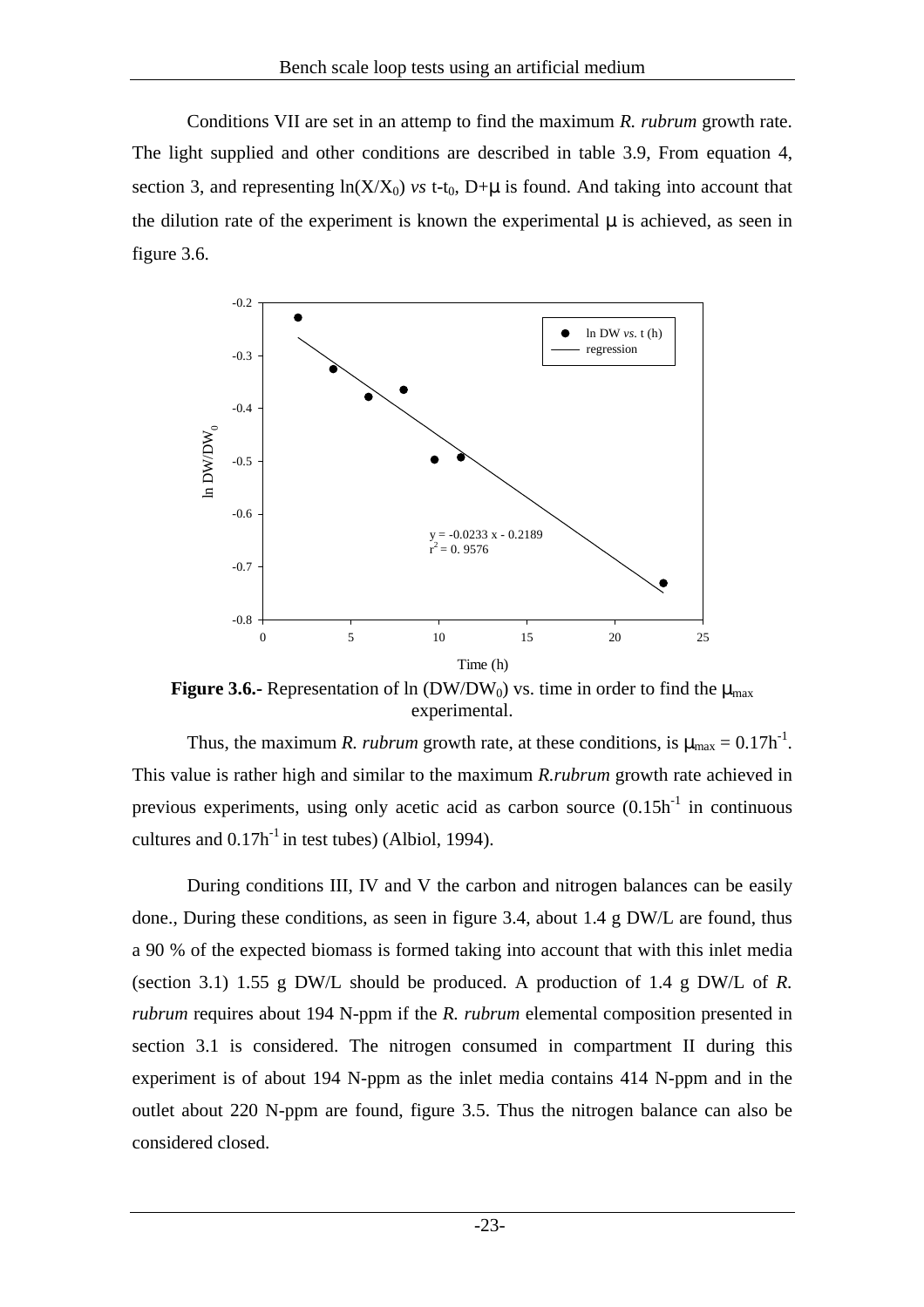Conditions VII are set in an attemp to find the maximum *R. rubrum* growth rate. The light supplied and other conditions are described in table 3.9, From equation 4, section 3, and representing $\ln(X/X_0)$ *vs* $t-t_0$, $D+\mu$ is found. And taking into account that the dilution rate of the experiment is known the experimental $\mu$ is achieved, as seen in figure 3.6.

**Figure 3.6.-** Representation of ln $(DW/DW_0)$ vs. time in order to find the $\mu_{max}$ experimental.

Thus, the maximum *R. rubrum* growth rate, at these conditions, is $\mu_{max} = 0.17h^{-1}$. This value is rather high and similar to the maximum *R.rubrum* growth rate achieved in previous experiments, using only acetic acid as carbon source ($0.15h^{-1}$ in continuous cultures and $0.17h^{-1}$ in test tubes) (Albiol, 1994).

During conditions III, IV and V the carbon and nitrogen balances can be easily done., During these conditions, as seen in figure 3.4, about 1.4 g DW/L are found, thus a 90 % of the expected biomass is formed taking into account that with this inlet media (section 3.1) 1.55 g DW/L should be produced. A production of 1.4 g DW/L of *R. rubrum* requires about 194 N-ppm if the *R. rubrum* elemental composition presented in section 3.1 is considered. The nitrogen consumed in compartment II during this experiment is of about 194 N-ppm as the inlet media contains 414 N-ppm and in the outlet about 220 N-ppm are found, figure 3.5. Thus the nitrogen balance can also be considered closed.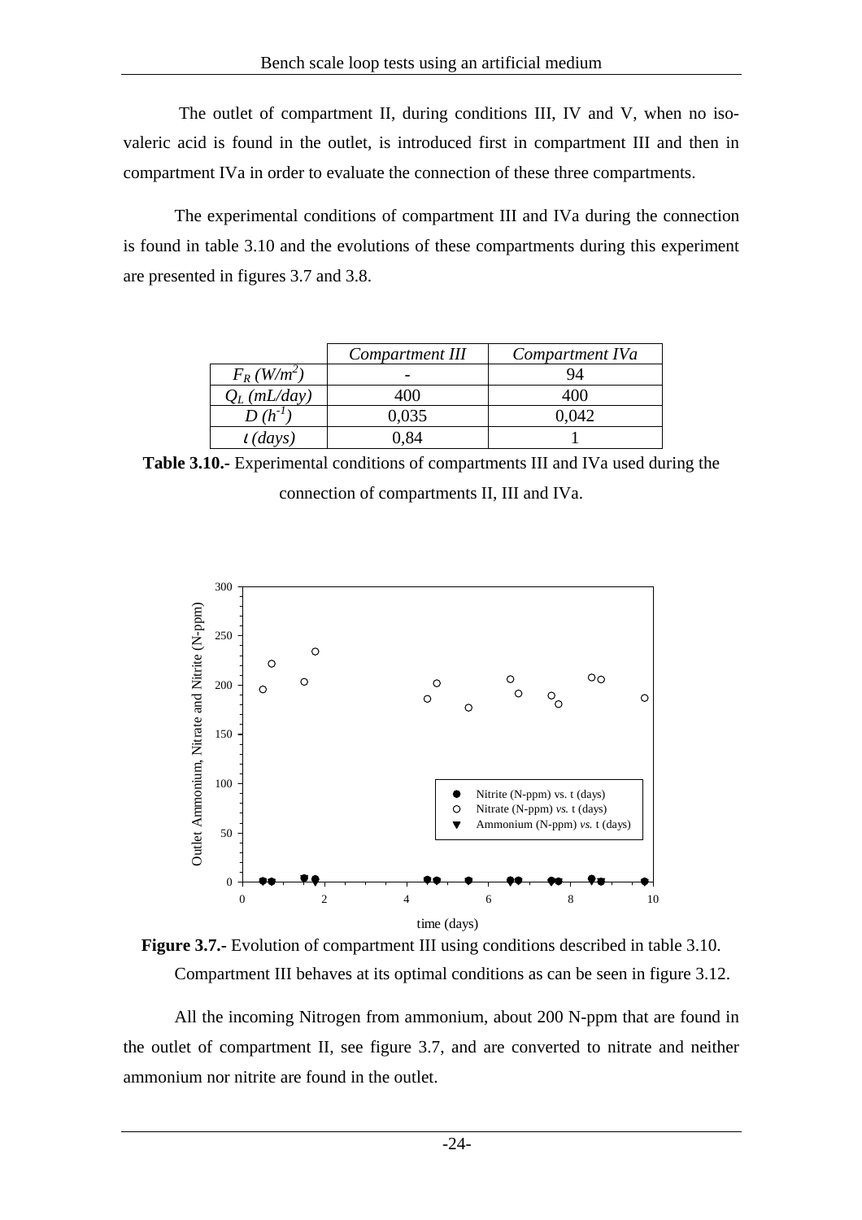The outlet of compartment II, during conditions III, IV and V, when no iso-valeric acid is found in the outlet, is introduced first in compartment III and then in compartment IVa in order to evaluate the connection of these three compartments.

The experimental conditions of compartment III and IVa during the connection is found in table 3.10 and the evolutions of these compartments during this experiment are presented in figures 3.7 and 3.8.

| | *Compartment III* | *Compartment IVa* |
|---|---|---|
| $F_R$ *(W/m²)* | - | 94 |
| $Q_L$ *(mL/day)* | 400 | 400 |
| $D$ *(h⁻¹)* | 0,035 | 0,042 |
| $\iota$ *(days)* | 0,84 | 1 |

**Table 3.10.-** Experimental conditions of compartments III and IVa used during the connection of compartments II, III and IVa.

**Figure 3.7.-** Evolution of compartment III using conditions described in table 3.10.

Compartment III behaves at its optimal conditions as can be seen in figure 3.12.

All the incoming Nitrogen from ammonium, about 200 N-ppm that are found in the outlet of compartment II, see figure 3.7, and are converted to nitrate and neither ammonium nor nitrite are found in the outlet.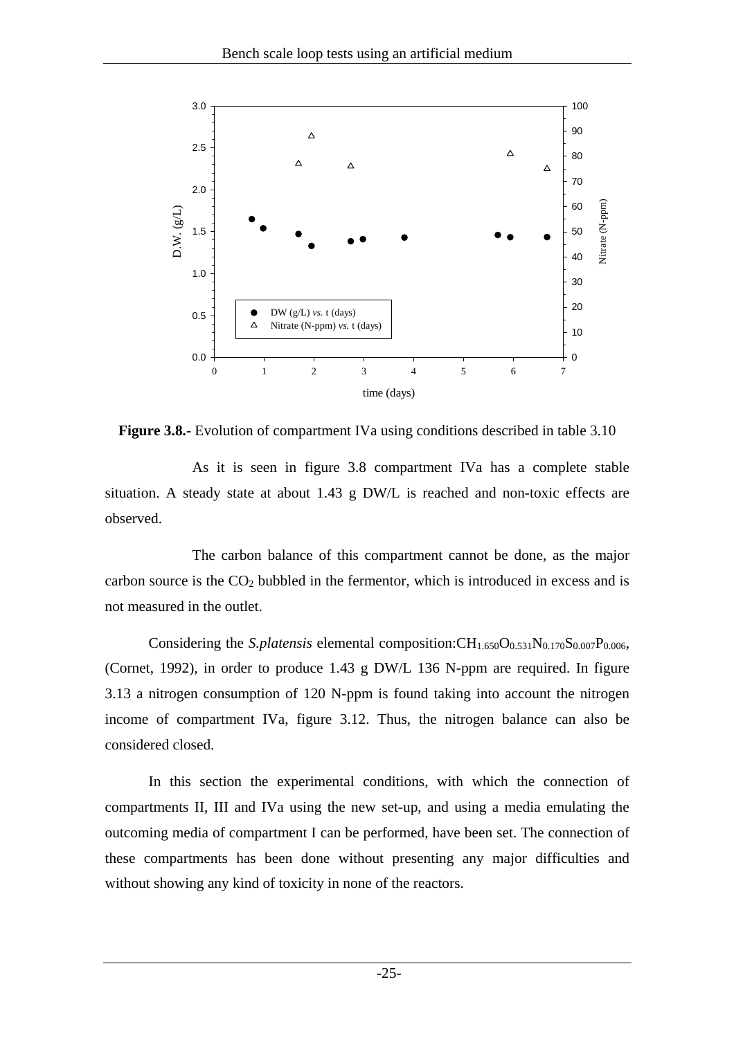**Figure 3.8.-** Evolution of compartment IVa using conditions described in table 3.10

As it is seen in figure 3.8 compartment IVa has a complete stable situation. A steady state at about 1.43 g DW/L is reached and non-toxic effects are observed.

The carbon balance of this compartment cannot be done, as the major carbon source is the $CO_2$ bubbled in the fermentor, which is introduced in excess and is not measured in the outlet.

Considering the *S.platensis* elemental composition: $CH_{1.650}O_{0.531}N_{0.170}S_{0.007}P_{0.006}$, (Cornet, 1992), in order to produce 1.43 g DW/L 136 N-ppm are required. In figure 3.13 a nitrogen consumption of 120 N-ppm is found taking into account the nitrogen income of compartment IVa, figure 3.12. Thus, the nitrogen balance can also be considered closed.

In this section the experimental conditions, with which the connection of compartments II, III and IVa using the new set-up, and using a media emulating the outcoming media of compartment I can be performed, have been set. The connection of these compartments has been done without presenting any major difficulties and without showing any kind of toxicity in none of the reactors.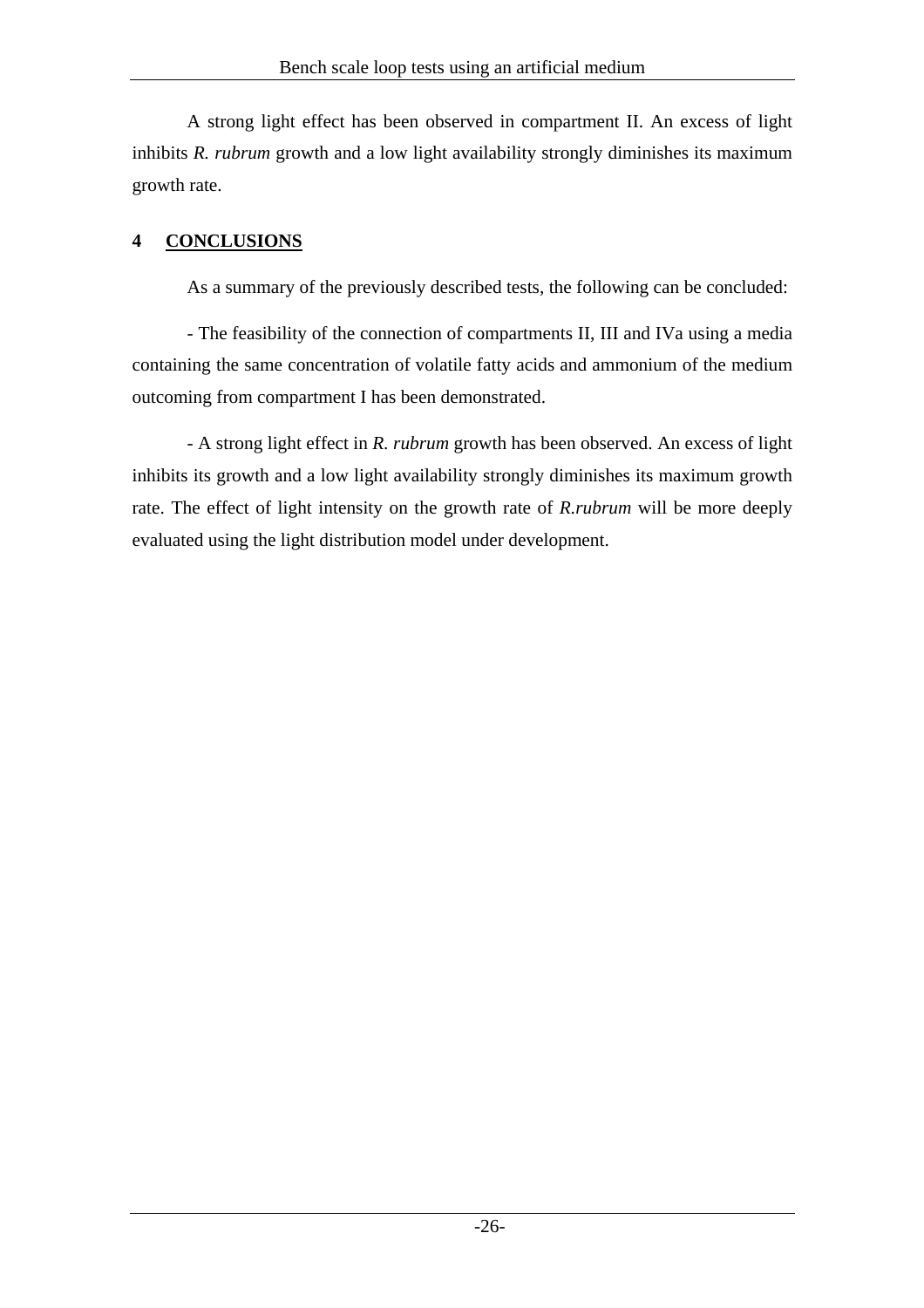A strong light effect has been observed in compartment II. An excess of light inhibits *R. rubrum* growth and a low light availability strongly diminishes its maximum growth rate.

## 4 CONCLUSIONS

As a summary of the previously described tests, the following can be concluded:

- The feasibility of the connection of compartments II, III and IVa using a media containing the same concentration of volatile fatty acids and ammonium of the medium outcoming from compartment I has been demonstrated.

- A strong light effect in *R. rubrum* growth has been observed. An excess of light inhibits its growth and a low light availability strongly diminishes its maximum growth rate. The effect of light intensity on the growth rate of *R.rubrum* will be more deeply evaluated using the light distribution model under development.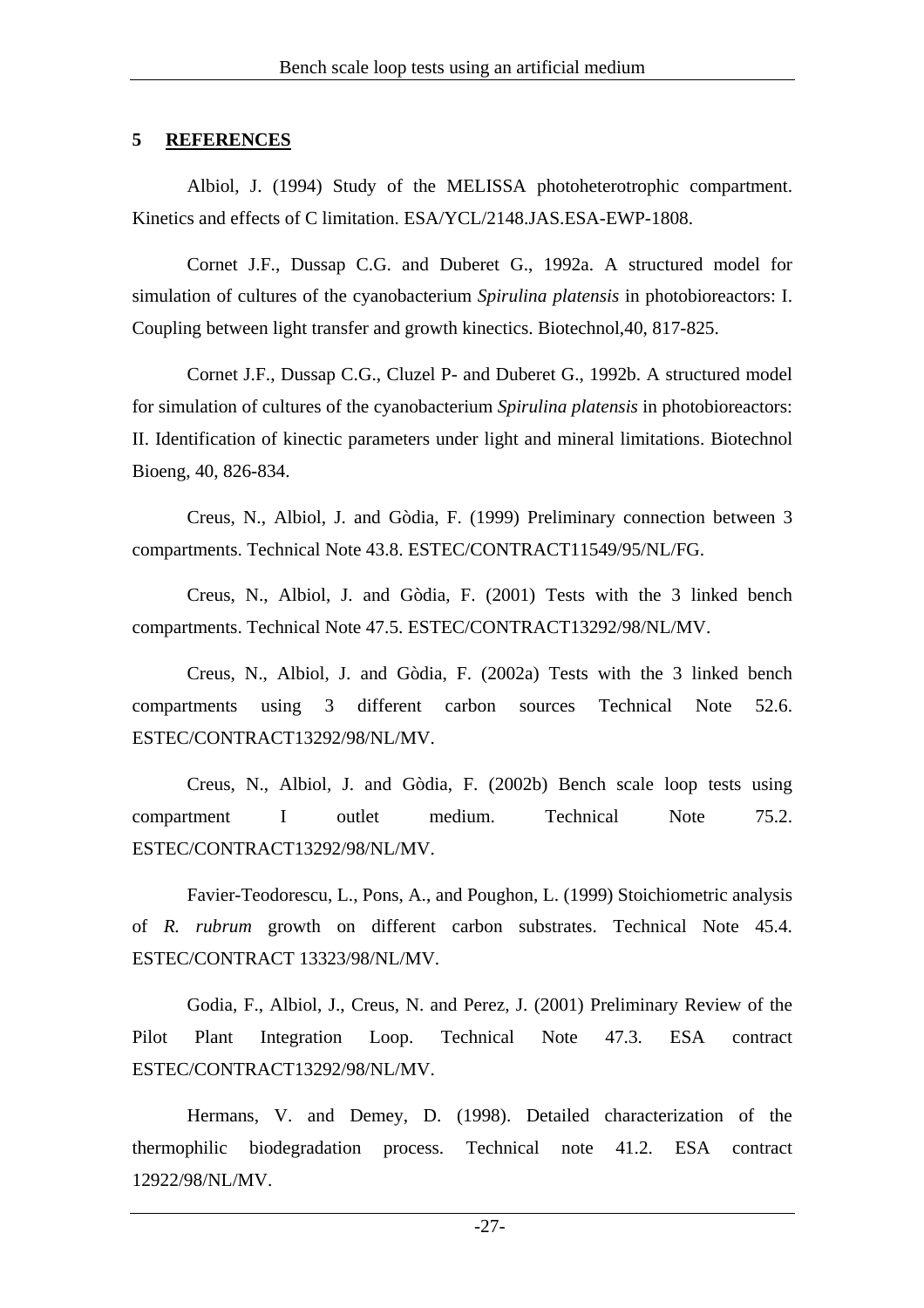## 5 REFERENCES

Albiol, J. (1994) Study of the MELISSA photoheterotrophic compartment. Kinetics and effects of C limitation. ESA/YCL/2148.JAS.ESA-EWP-1808.

Cornet J.F., Dussap C.G. and Duberet G., 1992a. A structured model for simulation of cultures of the cyanobacterium *Spirulina platensis* in photobioreactors: I. Coupling between light transfer and growth kinectics. Biotechnol,40, 817-825.

Cornet J.F., Dussap C.G., Cluzel P- and Duberet G., 1992b. A structured model for simulation of cultures of the cyanobacterium *Spirulina platensis* in photobioreactors: II. Identification of kinectic parameters under light and mineral limitations. Biotechnol Bioeng, 40, 826-834.

Creus, N., Albiol, J. and Gòdia, F. (1999) Preliminary connection between 3 compartments. Technical Note 43.8. ESTEC/CONTRACT11549/95/NL/FG.

Creus, N., Albiol, J. and Gòdia, F. (2001) Tests with the 3 linked bench compartments. Technical Note 47.5. ESTEC/CONTRACT13292/98/NL/MV.

Creus, N., Albiol, J. and Gòdia, F. (2002a) Tests with the 3 linked bench compartments using 3 different carbon sources Technical Note 52.6. ESTEC/CONTRACT13292/98/NL/MV.

Creus, N., Albiol, J. and Gòdia, F. (2002b) Bench scale loop tests using compartment I outlet medium. Technical Note 75.2. ESTEC/CONTRACT13292/98/NL/MV.

Favier-Teodorescu, L., Pons, A., and Poughon, L. (1999) Stoichiometric analysis of *R. rubrum* growth on different carbon substrates. Technical Note 45.4. ESTEC/CONTRACT 13323/98/NL/MV.

Godia, F., Albiol, J., Creus, N. and Perez, J. (2001) Preliminary Review of the Pilot Plant Integration Loop. Technical Note 47.3. ESA contract ESTEC/CONTRACT13292/98/NL/MV.

Hermans, V. and Demey, D. (1998). Detailed characterization of the thermophilic biodegradation process. Technical note 41.2. ESA contract 12922/98/NL/MV.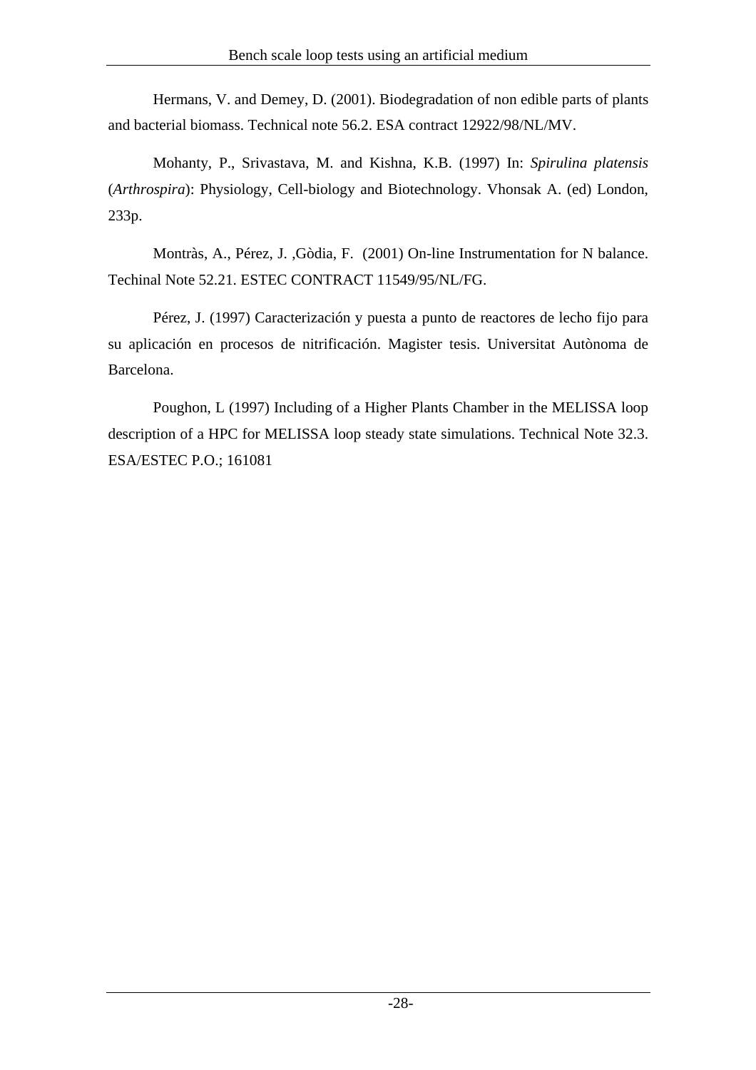Hermans, V. and Demey, D. (2001). Biodegradation of non edible parts of plants and bacterial biomass. Technical note 56.2. ESA contract 12922/98/NL/MV.

Mohanty, P., Srivastava, M. and Kishna, K.B. (1997) In: *Spirulina platensis* (*Arthrospira*): Physiology, Cell-biology and Biotechnology. Vhonsak A. (ed) London, 233p.

Montràs, A., Pérez, J. ,Gòdia, F. (2001) On-line Instrumentation for N balance. Techinal Note 52.21. ESTEC CONTRACT 11549/95/NL/FG.

Pérez, J. (1997) Caracterización y puesta a punto de reactores de lecho fijo para su aplicación en procesos de nitrificación. Magister tesis. Universitat Autònoma de Barcelona.

Poughon, L (1997) Including of a Higher Plants Chamber in the MELISSA loop description of a HPC for MELISSA loop steady state simulations. Technical Note 32.3. ESA/ESTEC P.O.; 161081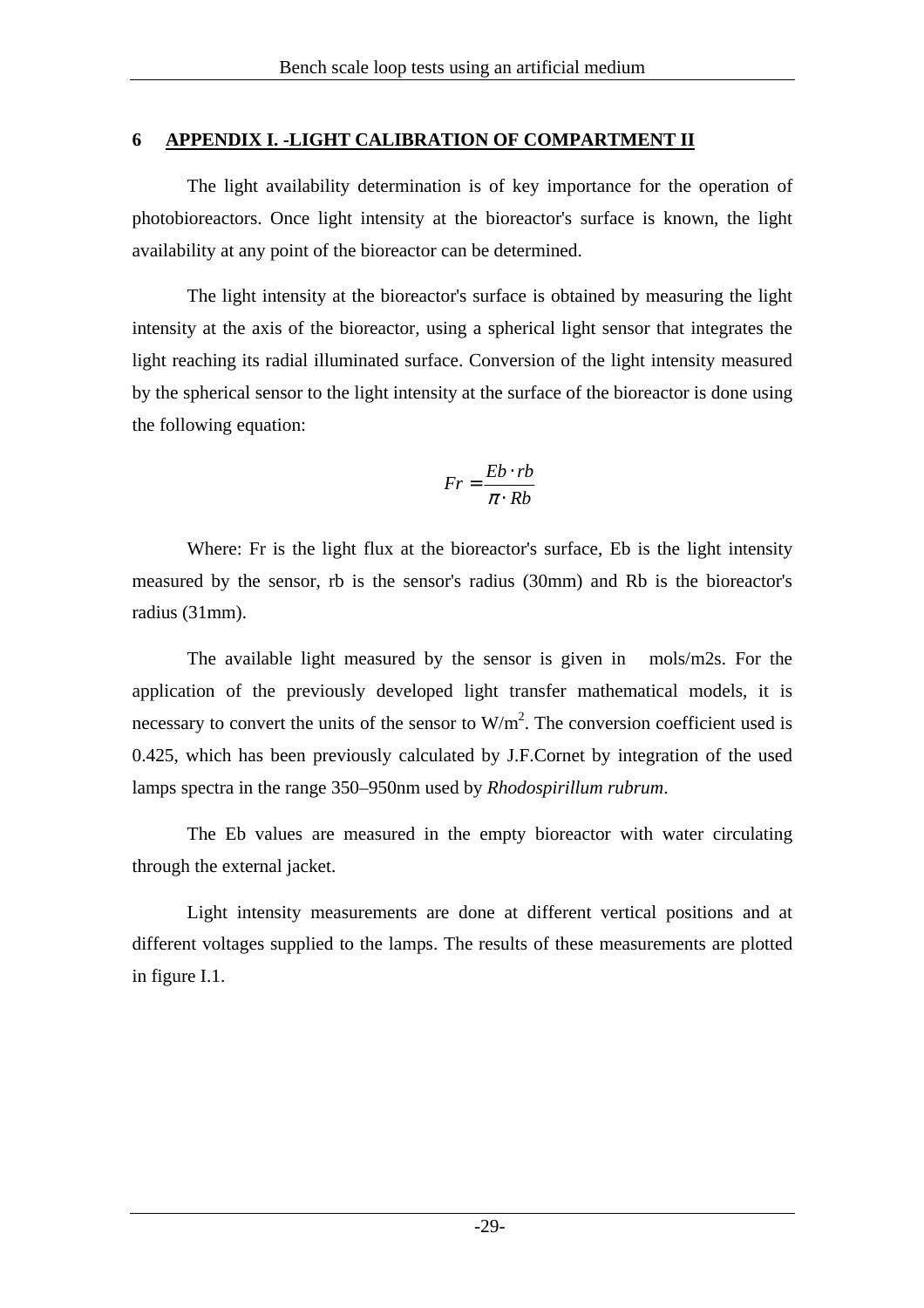# 6 APPENDIX I. -LIGHT CALIBRATION OF COMPARTMENT II

The light availability determination is of key importance for the operation of photobioreactors. Once light intensity at the bioreactor's surface is known, the light availability at any point of the bioreactor can be determined.

The light intensity at the bioreactor's surface is obtained by measuring the light intensity at the axis of the bioreactor, using a spherical light sensor that integrates the light reaching its radial illuminated surface. Conversion of the light intensity measured by the spherical sensor to the light intensity at the surface of the bioreactor is done using the following equation:

$$Fr = \frac{Eb \cdot rb}{\pi \cdot Rb}$$

Where: Fr is the light flux at the bioreactor's surface, Eb is the light intensity measured by the sensor, rb is the sensor's radius (30mm) and Rb is the bioreactor's radius (31mm).

The available light measured by the sensor is given in   mols/m2s. For the application of the previously developed light transfer mathematical models, it is necessary to convert the units of the sensor to $W/m^2$. The conversion coefficient used is 0.425, which has been previously calculated by J.F.Cornet by integration of the used lamps spectra in the range 350–950nm used by *Rhodospirillum rubrum*.

The Eb values are measured in the empty bioreactor with water circulating through the external jacket.

Light intensity measurements are done at different vertical positions and at different voltages supplied to the lamps. The results of these measurements are plotted in figure I.1.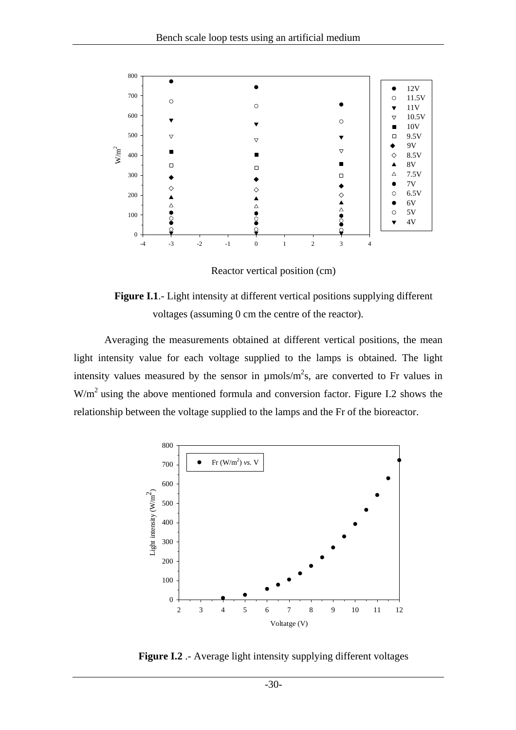**Figure I.1**.- Light intensity at different vertical positions supplying different voltages (assuming 0 cm the centre of the reactor).

Averaging the measurements obtained at different vertical positions, the mean light intensity value for each voltage supplied to the lamps is obtained. The light intensity values measured by the sensor in µmols/$m^2$s, are converted to Fr values in W/$m^2$ using the above mentioned formula and conversion factor. Figure I.2 shows the relationship between the voltage supplied to the lamps and the Fr of the bioreactor.

**Figure I.2** .- Average light intensity supplying different voltages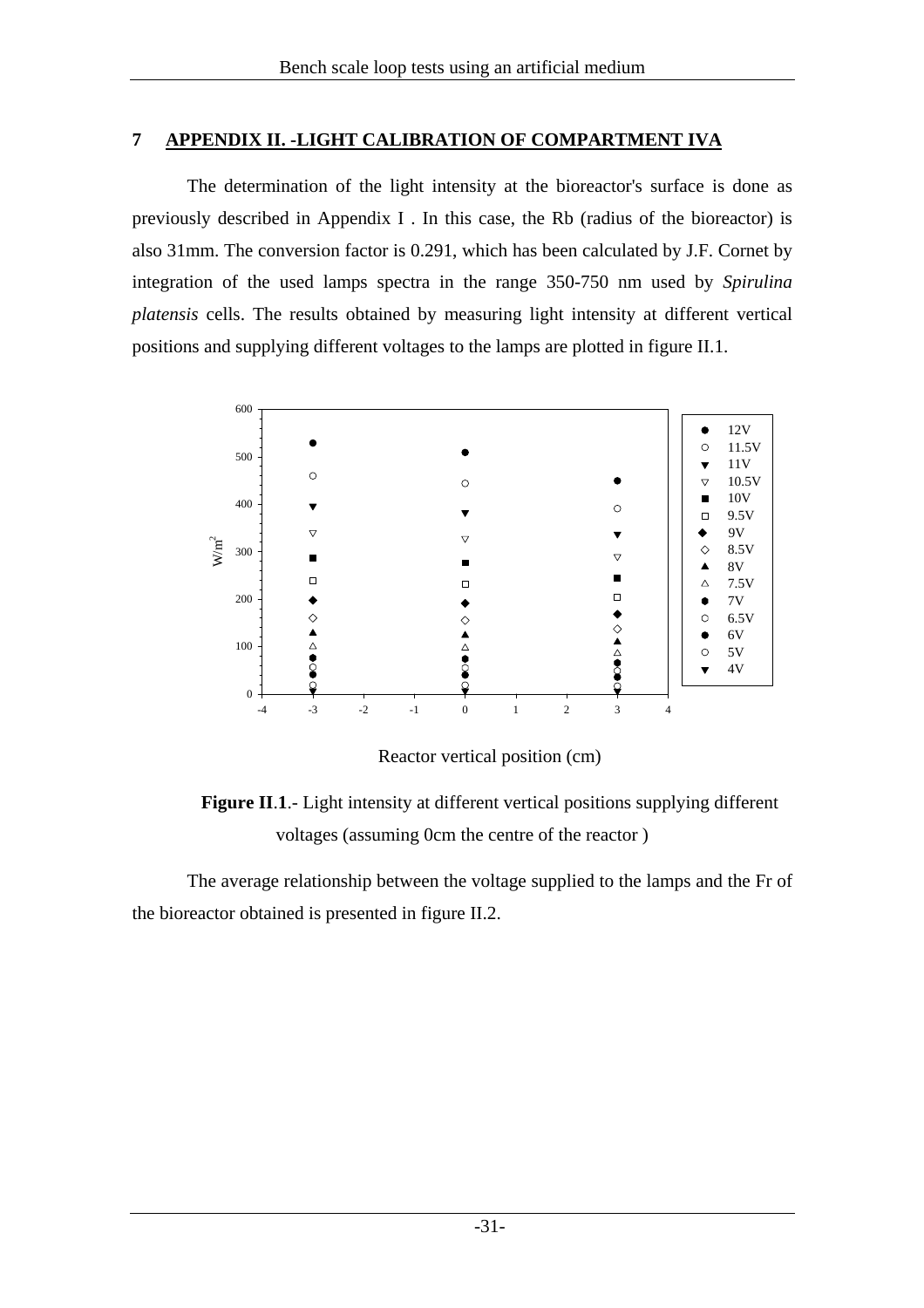## 7 APPENDIX II. -LIGHT CALIBRATION OF COMPARTMENT IVA

The determination of the light intensity at the bioreactor's surface is done as previously described in Appendix I . In this case, the Rb (radius of the bioreactor) is also 31mm. The conversion factor is 0.291, which has been calculated by J.F. Cornet by integration of the used lamps spectra in the range 350-750 nm used by *Spirulina platensis* cells. The results obtained by measuring light intensity at different vertical positions and supplying different voltages to the lamps are plotted in figure II.1.

**Figure II**.**1**.- Light intensity at different vertical positions supplying different voltages (assuming 0cm the centre of the reactor )

The average relationship between the voltage supplied to the lamps and the Fr of the bioreactor obtained is presented in figure II.2.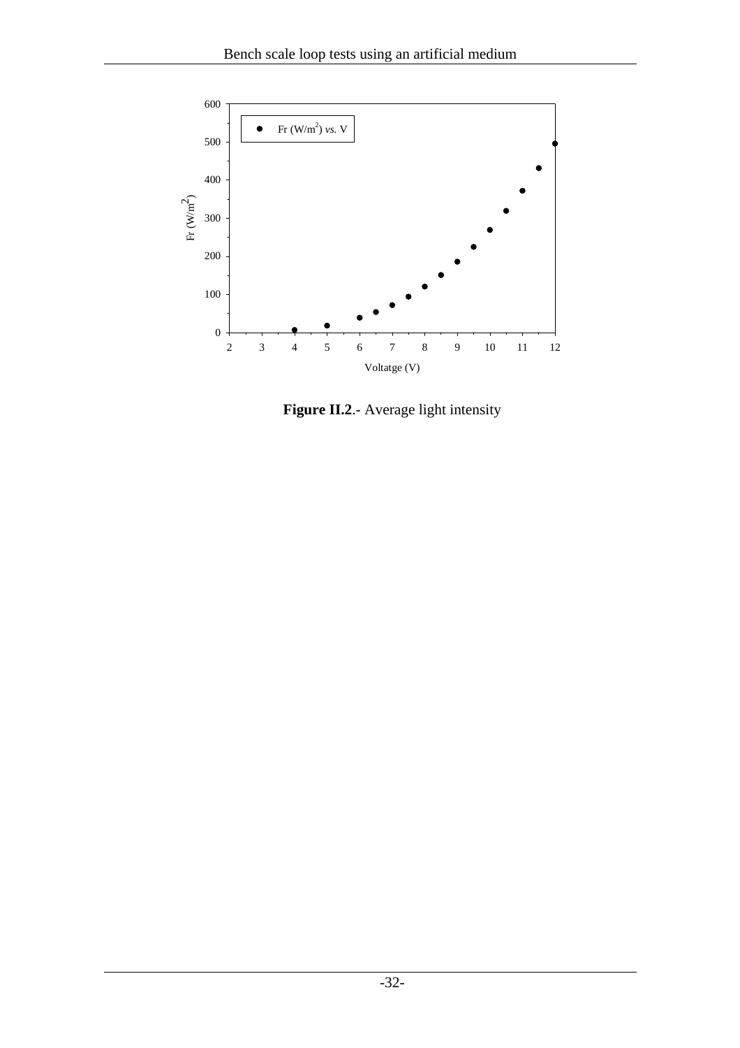600
500
400
300
200
100
0

2 3 4 5 6 7 8 9 10 11 12

Fr ($W/m^2$)

Fr ($W/m^2$) *vs.* V

Voltatge (V)

**Figure II.2**.- Average light intensity